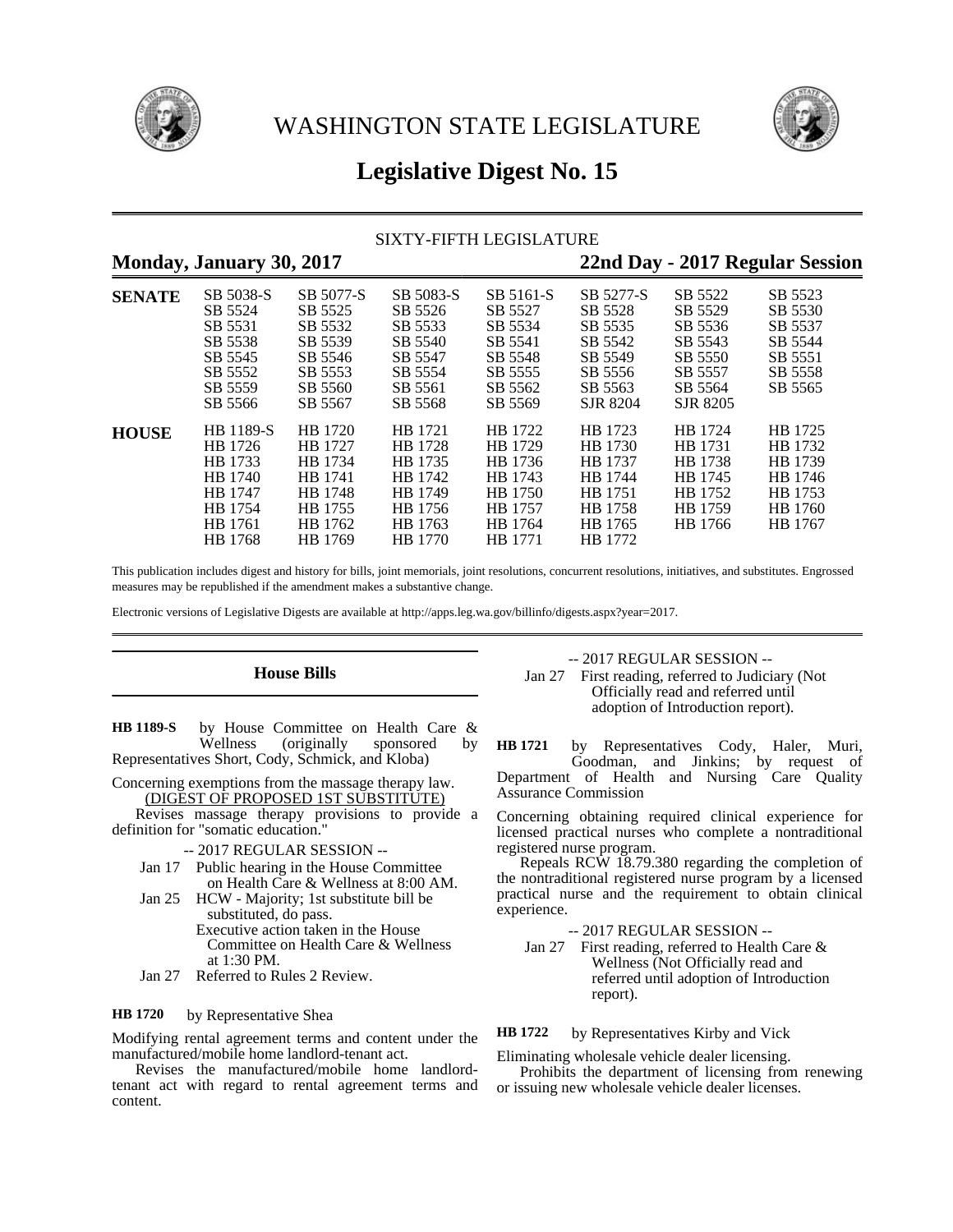# WASHINGTON STATE LEGISLATURE

## Legislative Digest No. 15

SIXTY-FIFTH LEGISLATURE

**Monday, January 30, 2017** **22nd Day - 2017 Regular Session**

| | | | | | | | |
|---|---|---|---|---|---|---|---|
| **SENATE** | SB 5038-S | SB 5077-S | SB 5083-S | SB 5161-S | SB 5277-S | SB 5522 | SB 5523 |
| | SB 5524 | SB 5525 | SB 5526 | SB 5527 | SB 5528 | SB 5529 | SB 5530 |
| | SB 5531 | SB 5532 | SB 5533 | SB 5534 | SB 5535 | SB 5536 | SB 5537 |
| | SB 5538 | SB 5539 | SB 5540 | SB 5541 | SB 5542 | SB 5543 | SB 5544 |
| | SB 5545 | SB 5546 | SB 5547 | SB 5548 | SB 5549 | SB 5550 | SB 5551 |
| | SB 5552 | SB 5553 | SB 5554 | SB 5555 | SB 5556 | SB 5557 | SB 5558 |
| | SB 5559 | SB 5560 | SB 5561 | SB 5562 | SB 5563 | SB 5564 | SB 5565 |
| | SB 5566 | SB 5567 | SB 5568 | SB 5569 | SJR 8204 | SJR 8205 | |
| **HOUSE** | HB 1189-S | HB 1720 | HB 1721 | HB 1722 | HB 1723 | HB 1724 | HB 1725 |
| | HB 1726 | HB 1727 | HB 1728 | HB 1729 | HB 1730 | HB 1731 | HB 1732 |
| | HB 1733 | HB 1734 | HB 1735 | HB 1736 | HB 1737 | HB 1738 | HB 1739 |
| | HB 1740 | HB 1741 | HB 1742 | HB 1743 | HB 1744 | HB 1745 | HB 1746 |
| | HB 1747 | HB 1748 | HB 1749 | HB 1750 | HB 1751 | HB 1752 | HB 1753 |
| | HB 1754 | HB 1755 | HB 1756 | HB 1757 | HB 1758 | HB 1759 | HB 1760 |
| | HB 1761 | HB 1762 | HB 1763 | HB 1764 | HB 1765 | HB 1766 | HB 1767 |
| | HB 1768 | HB 1769 | HB 1770 | HB 1771 | HB 1772 | | |

This publication includes digest and history for bills, joint memorials, joint resolutions, concurrent resolutions, initiatives, and substitutes. Engrossed measures may be republished if the amendment makes a substantive change.

Electronic versions of Legislative Digests are available at http://apps.leg.wa.gov/billinfo/digests.aspx?year=2017.

### House Bills

**HB 1189-S** by House Committee on Health Care & Wellness (originally sponsored by Representatives Short, Cody, Schmick, and Kloba)

Concerning exemptions from the massage therapy law.
(DIGEST OF PROPOSED 1ST SUBSTITUTE)

Revises massage therapy provisions to provide a definition for "somatic education."

-- 2017 REGULAR SESSION --

Jan 17 Public hearing in the House Committee on Health Care & Wellness at 8:00 AM.

Jan 25 HCW - Majority; 1st substitute bill be substituted, do pass.
Executive action taken in the House Committee on Health Care & Wellness at 1:30 PM.

Jan 27 Referred to Rules 2 Review.

**HB 1720** by Representative Shea

Modifying rental agreement terms and content under the manufactured/mobile home landlord-tenant act.

Revises the manufactured/mobile home landlord-tenant act with regard to rental agreement terms and content.

-- 2017 REGULAR SESSION --

Jan 27 First reading, referred to Judiciary (Not Officially read and referred until adoption of Introduction report).

**HB 1721** by Representatives Cody, Haler, Muri, Goodman, and Jinkins; by request of Department of Health and Nursing Care Quality Assurance Commission

Concerning obtaining required clinical experience for licensed practical nurses who complete a nontraditional registered nurse program.

Repeals RCW 18.79.380 regarding the completion of the nontraditional registered nurse program by a licensed practical nurse and the requirement to obtain clinical experience.

-- 2017 REGULAR SESSION --

Jan 27 First reading, referred to Health Care & Wellness (Not Officially read and referred until adoption of Introduction report).

**HB 1722** by Representatives Kirby and Vick

Eliminating wholesale vehicle dealer licensing.

Prohibits the department of licensing from renewing or issuing new wholesale vehicle dealer licenses.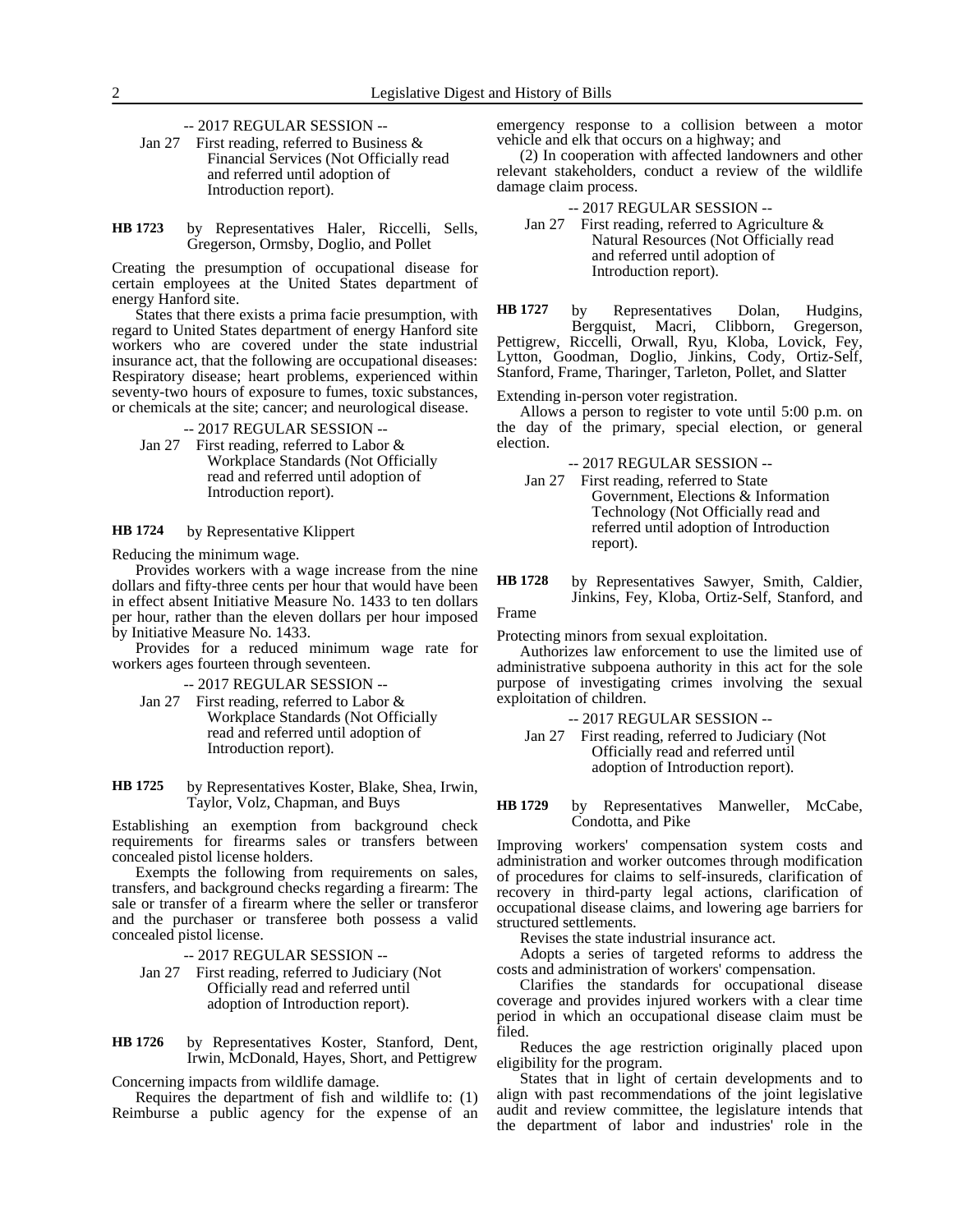-- 2017 REGULAR SESSION --

Jan 27 First reading, referred to Business & Financial Services (Not Officially read and referred until adoption of Introduction report).

**HB 1723** by Representatives Haler, Riccelli, Sells, Gregerson, Ormsby, Doglio, and Pollet

Creating the presumption of occupational disease for certain employees at the United States department of energy Hanford site.

States that there exists a prima facie presumption, with regard to United States department of energy Hanford site workers who are covered under the state industrial insurance act, that the following are occupational diseases: Respiratory disease; heart problems, experienced within seventy-two hours of exposure to fumes, toxic substances, or chemicals at the site; cancer; and neurological disease.

-- 2017 REGULAR SESSION --

Jan 27 First reading, referred to Labor & Workplace Standards (Not Officially read and referred until adoption of Introduction report).

**HB 1724** by Representative Klippert

Reducing the minimum wage.

Provides workers with a wage increase from the nine dollars and fifty-three cents per hour that would have been in effect absent Initiative Measure No. 1433 to ten dollars per hour, rather than the eleven dollars per hour imposed by Initiative Measure No. 1433.

Provides for a reduced minimum wage rate for workers ages fourteen through seventeen.

-- 2017 REGULAR SESSION --

Jan 27 First reading, referred to Labor & Workplace Standards (Not Officially read and referred until adoption of Introduction report).

**HB 1725** by Representatives Koster, Blake, Shea, Irwin, Taylor, Volz, Chapman, and Buys

Establishing an exemption from background check requirements for firearms sales or transfers between concealed pistol license holders.

Exempts the following from requirements on sales, transfers, and background checks regarding a firearm: The sale or transfer of a firearm where the seller or transferor and the purchaser or transferee both possess a valid concealed pistol license.

-- 2017 REGULAR SESSION --

Jan 27 First reading, referred to Judiciary (Not Officially read and referred until adoption of Introduction report).

**HB 1726** by Representatives Koster, Stanford, Dent, Irwin, McDonald, Hayes, Short, and Pettigrew

Concerning impacts from wildlife damage.

Requires the department of fish and wildlife to: (1) Reimburse a public agency for the expense of an emergency response to a collision between a motor vehicle and elk that occurs on a highway; and

(2) In cooperation with affected landowners and other relevant stakeholders, conduct a review of the wildlife damage claim process.

-- 2017 REGULAR SESSION --

Jan 27 First reading, referred to Agriculture & Natural Resources (Not Officially read and referred until adoption of Introduction report).

**HB 1727** by Representatives Dolan, Hudgins, Bergquist, Macri, Clibborn, Gregerson, Pettigrew, Riccelli, Orwall, Ryu, Kloba, Lovick, Fey, Lytton, Goodman, Doglio, Jinkins, Cody, Ortiz-Self, Stanford, Frame, Tharinger, Tarleton, Pollet, and Slatter

Extending in-person voter registration.

Allows a person to register to vote until 5:00 p.m. on the day of the primary, special election, or general election.

-- 2017 REGULAR SESSION --

Jan 27 First reading, referred to State Government, Elections & Information Technology (Not Officially read and referred until adoption of Introduction report).

**HB 1728** by Representatives Sawyer, Smith, Caldier, Jinkins, Fey, Kloba, Ortiz-Self, Stanford, and Frame

Protecting minors from sexual exploitation.

Authorizes law enforcement to use the limited use of administrative subpoena authority in this act for the sole purpose of investigating crimes involving the sexual exploitation of children.

-- 2017 REGULAR SESSION --

Jan 27 First reading, referred to Judiciary (Not Officially read and referred until adoption of Introduction report).

**HB 1729** by Representatives Manweller, McCabe, Condotta, and Pike

Improving workers' compensation system costs and administration and worker outcomes through modification of procedures for claims to self-insureds, clarification of recovery in third-party legal actions, clarification of occupational disease claims, and lowering age barriers for structured settlements.

Revises the state industrial insurance act.

Adopts a series of targeted reforms to address the costs and administration of workers' compensation.

Clarifies the standards for occupational disease coverage and provides injured workers with a clear time period in which an occupational disease claim must be filed.

Reduces the age restriction originally placed upon eligibility for the program.

States that in light of certain developments and to align with past recommendations of the joint legislative audit and review committee, the legislature intends that the department of labor and industries' role in the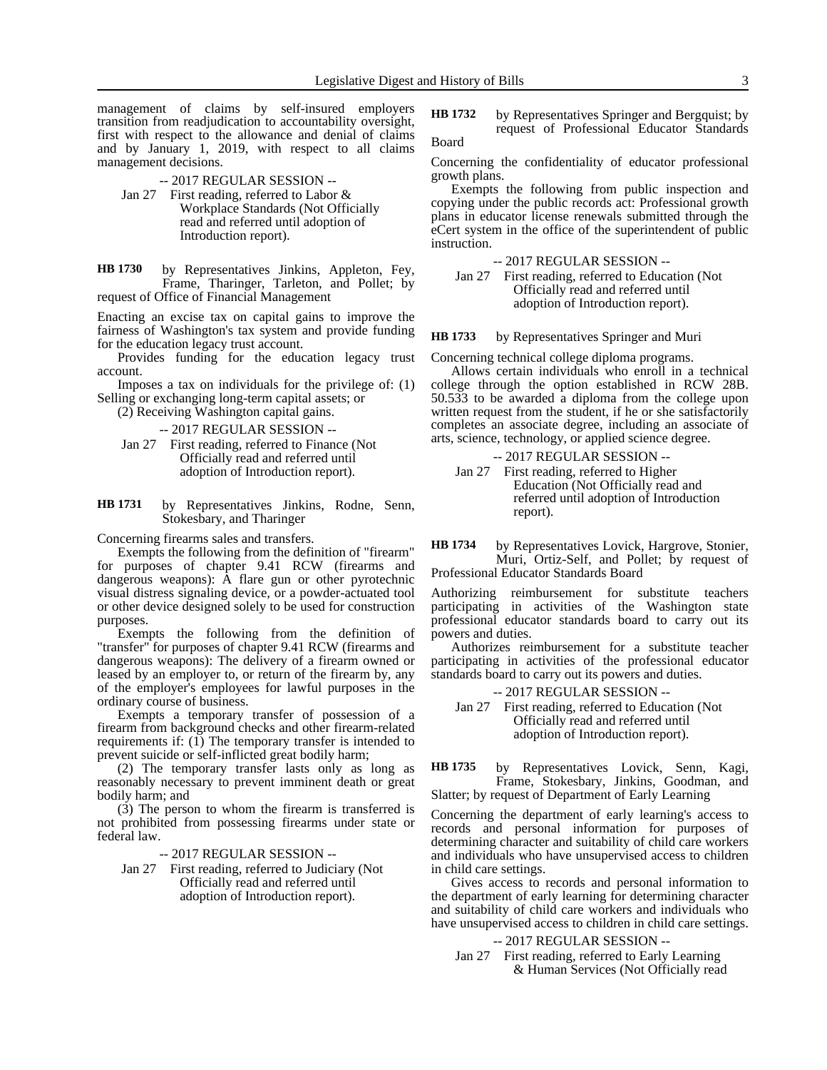management of claims by self-insured employers transition from readjudication to accountability oversight, first with respect to the allowance and denial of claims and by January 1, 2019, with respect to all claims management decisions.

-- 2017 REGULAR SESSION --

Jan 27 First reading, referred to Labor & Workplace Standards (Not Officially read and referred until adoption of Introduction report).

**HB 1730** by Representatives Jinkins, Appleton, Fey, Frame, Tharinger, Tarleton, and Pollet; by request of Office of Financial Management

Enacting an excise tax on capital gains to improve the fairness of Washington's tax system and provide funding for the education legacy trust account.

Provides funding for the education legacy trust account.

Imposes a tax on individuals for the privilege of: (1) Selling or exchanging long-term capital assets; or

(2) Receiving Washington capital gains.

-- 2017 REGULAR SESSION --

Jan 27 First reading, referred to Finance (Not Officially read and referred until adoption of Introduction report).

**HB 1731** by Representatives Jinkins, Rodne, Senn, Stokesbary, and Tharinger

Concerning firearms sales and transfers.

Exempts the following from the definition of "firearm" for purposes of chapter 9.41 RCW (firearms and dangerous weapons): A flare gun or other pyrotechnic visual distress signaling device, or a powder-actuated tool or other device designed solely to be used for construction purposes.

Exempts the following from the definition of "transfer" for purposes of chapter 9.41 RCW (firearms and dangerous weapons): The delivery of a firearm owned or leased by an employer to, or return of the firearm by, any of the employer's employees for lawful purposes in the ordinary course of business.

Exempts a temporary transfer of possession of a firearm from background checks and other firearm-related requirements if: (1) The temporary transfer is intended to prevent suicide or self-inflicted great bodily harm;

(2) The temporary transfer lasts only as long as reasonably necessary to prevent imminent death or great bodily harm; and

(3) The person to whom the firearm is transferred is not prohibited from possessing firearms under state or federal law.

-- 2017 REGULAR SESSION --

Jan 27 First reading, referred to Judiciary (Not Officially read and referred until adoption of Introduction report).

**HB 1732** by Representatives Springer and Bergquist; by request of Professional Educator Standards Board

Concerning the confidentiality of educator professional growth plans.

Exempts the following from public inspection and copying under the public records act: Professional growth plans in educator license renewals submitted through the eCert system in the office of the superintendent of public instruction.

-- 2017 REGULAR SESSION --

Jan 27 First reading, referred to Education (Not Officially read and referred until adoption of Introduction report).

**HB 1733** by Representatives Springer and Muri

Concerning technical college diploma programs.

Allows certain individuals who enroll in a technical college through the option established in RCW 28B.50.533 to be awarded a diploma from the college upon written request from the student, if he or she satisfactorily completes an associate degree, including an associate of arts, science, technology, or applied science degree.

-- 2017 REGULAR SESSION --

Jan 27 First reading, referred to Higher Education (Not Officially read and referred until adoption of Introduction report).

**HB 1734** by Representatives Lovick, Hargrove, Stonier, Muri, Ortiz-Self, and Pollet; by request of Professional Educator Standards Board

Authorizing reimbursement for substitute teachers participating in activities of the Washington state professional educator standards board to carry out its powers and duties.

Authorizes reimbursement for a substitute teacher participating in activities of the professional educator standards board to carry out its powers and duties.

-- 2017 REGULAR SESSION --

Jan 27 First reading, referred to Education (Not Officially read and referred until adoption of Introduction report).

**HB 1735** by Representatives Lovick, Senn, Kagi, Frame, Stokesbary, Jinkins, Goodman, and Slatter; by request of Department of Early Learning

Concerning the department of early learning's access to records and personal information for purposes of determining character and suitability of child care workers and individuals who have unsupervised access to children in child care settings.

Gives access to records and personal information to the department of early learning for determining character and suitability of child care workers and individuals who have unsupervised access to children in child care settings.

-- 2017 REGULAR SESSION --

Jan 27 First reading, referred to Early Learning & Human Services (Not Officially read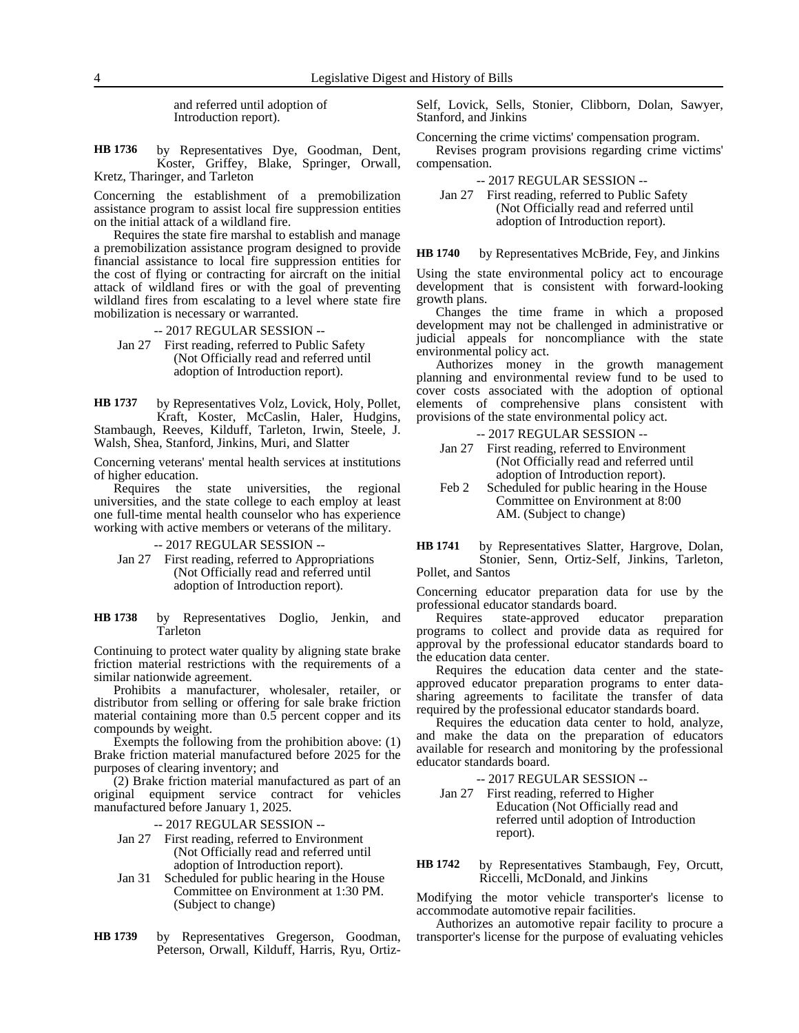and referred until adoption of Introduction report).

**HB 1736** by Representatives Dye, Goodman, Dent, Koster, Griffey, Blake, Springer, Orwall, Kretz, Tharinger, and Tarleton

Concerning the establishment of a premobilization assistance program to assist local fire suppression entities on the initial attack of a wildland fire.

Requires the state fire marshal to establish and manage a premobilization assistance program designed to provide financial assistance to local fire suppression entities for the cost of flying or contracting for aircraft on the initial attack of wildland fires or with the goal of preventing wildland fires from escalating to a level where state fire mobilization is necessary or warranted.

-- 2017 REGULAR SESSION --

Jan 27 First reading, referred to Public Safety (Not Officially read and referred until adoption of Introduction report).

**HB 1737** by Representatives Volz, Lovick, Holy, Pollet, Kraft, Koster, McCaslin, Haler, Hudgins, Stambaugh, Reeves, Kilduff, Tarleton, Irwin, Steele, J. Walsh, Shea, Stanford, Jinkins, Muri, and Slatter

Concerning veterans' mental health services at institutions of higher education.

Requires the state universities, the regional universities, and the state college to each employ at least one full-time mental health counselor who has experience working with active members or veterans of the military.

-- 2017 REGULAR SESSION --

Jan 27 First reading, referred to Appropriations (Not Officially read and referred until adoption of Introduction report).

**HB 1738** by Representatives Doglio, Jenkin, and Tarleton

Continuing to protect water quality by aligning state brake friction material restrictions with the requirements of a similar nationwide agreement.

Prohibits a manufacturer, wholesaler, retailer, or distributor from selling or offering for sale brake friction material containing more than 0.5 percent copper and its compounds by weight.

Exempts the following from the prohibition above: (1) Brake friction material manufactured before 2025 for the purposes of clearing inventory; and

(2) Brake friction material manufactured as part of an original equipment service contract for vehicles manufactured before January 1, 2025.

-- 2017 REGULAR SESSION --

Jan 27 First reading, referred to Environment (Not Officially read and referred until adoption of Introduction report).

Jan 31 Scheduled for public hearing in the House Committee on Environment at 1:30 PM. (Subject to change)

**HB 1739** by Representatives Gregerson, Goodman, Peterson, Orwall, Kilduff, Harris, Ryu, Ortiz-Self, Lovick, Sells, Stonier, Clibborn, Dolan, Sawyer, Stanford, and Jinkins

Concerning the crime victims' compensation program.

Revises program provisions regarding crime victims' compensation.

-- 2017 REGULAR SESSION --

Jan 27 First reading, referred to Public Safety (Not Officially read and referred until adoption of Introduction report).

**HB 1740** by Representatives McBride, Fey, and Jinkins

Using the state environmental policy act to encourage development that is consistent with forward-looking growth plans.

Changes the time frame in which a proposed development may not be challenged in administrative or judicial appeals for noncompliance with the state environmental policy act.

Authorizes money in the growth management planning and environmental review fund to be used to cover costs associated with the adoption of optional elements of comprehensive plans consistent with provisions of the state environmental policy act.

-- 2017 REGULAR SESSION --

Jan 27 First reading, referred to Environment (Not Officially read and referred until adoption of Introduction report).

Feb 2 Scheduled for public hearing in the House Committee on Environment at 8:00 AM. (Subject to change)

**HB 1741** by Representatives Slatter, Hargrove, Dolan, Stonier, Senn, Ortiz-Self, Jinkins, Tarleton, Pollet, and Santos

Concerning educator preparation data for use by the professional educator standards board.

Requires state-approved educator preparation programs to collect and provide data as required for approval by the professional educator standards board to the education data center.

Requires the education data center and the state-approved educator preparation programs to enter data-sharing agreements to facilitate the transfer of data required by the professional educator standards board.

Requires the education data center to hold, analyze, and make the data on the preparation of educators available for research and monitoring by the professional educator standards board.

-- 2017 REGULAR SESSION --

Jan 27 First reading, referred to Higher Education (Not Officially read and referred until adoption of Introduction report).

**HB 1742** by Representatives Stambaugh, Fey, Orcutt, Riccelli, McDonald, and Jinkins

Modifying the motor vehicle transporter's license to accommodate automotive repair facilities.

Authorizes an automotive repair facility to procure a transporter's license for the purpose of evaluating vehicles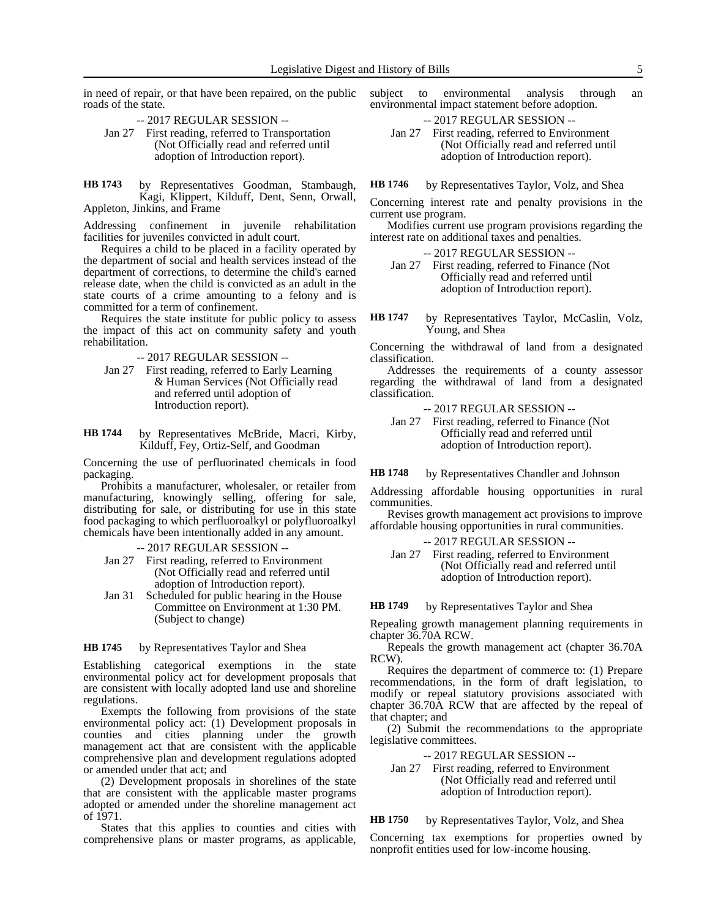in need of repair, or that have been repaired, on the public roads of the state.

-- 2017 REGULAR SESSION --

Jan 27 First reading, referred to Transportation (Not Officially read and referred until adoption of Introduction report).

**HB 1743** by Representatives Goodman, Stambaugh, Kagi, Klippert, Kilduff, Dent, Senn, Orwall, Appleton, Jinkins, and Frame

Addressing confinement in juvenile rehabilitation facilities for juveniles convicted in adult court.

Requires a child to be placed in a facility operated by the department of social and health services instead of the department of corrections, to determine the child's earned release date, when the child is convicted as an adult in the state courts of a crime amounting to a felony and is committed for a term of confinement.

Requires the state institute for public policy to assess the impact of this act on community safety and youth rehabilitation.

-- 2017 REGULAR SESSION --

Jan 27 First reading, referred to Early Learning & Human Services (Not Officially read and referred until adoption of Introduction report).

**HB 1744** by Representatives McBride, Macri, Kirby, Kilduff, Fey, Ortiz-Self, and Goodman

Concerning the use of perfluorinated chemicals in food packaging.

Prohibits a manufacturer, wholesaler, or retailer from manufacturing, knowingly selling, offering for sale, distributing for sale, or distributing for use in this state food packaging to which perfluoroalkyl or polyfluoroalkyl chemicals have been intentionally added in any amount.

-- 2017 REGULAR SESSION --

Jan 27 First reading, referred to Environment (Not Officially read and referred until adoption of Introduction report).

Jan 31 Scheduled for public hearing in the House Committee on Environment at 1:30 PM. (Subject to change)

**HB 1745** by Representatives Taylor and Shea

Establishing categorical exemptions in the state environmental policy act for development proposals that are consistent with locally adopted land use and shoreline regulations.

Exempts the following from provisions of the state environmental policy act: (1) Development proposals in counties and cities planning under the growth management act that are consistent with the applicable comprehensive plan and development regulations adopted or amended under that act; and

(2) Development proposals in shorelines of the state that are consistent with the applicable master programs adopted or amended under the shoreline management act of 1971.

States that this applies to counties and cities with comprehensive plans or master programs, as applicable, subject to environmental analysis through an environmental impact statement before adoption.

-- 2017 REGULAR SESSION --

Jan 27 First reading, referred to Environment (Not Officially read and referred until adoption of Introduction report).

**HB 1746** by Representatives Taylor, Volz, and Shea

Concerning interest rate and penalty provisions in the current use program.

Modifies current use program provisions regarding the interest rate on additional taxes and penalties.

-- 2017 REGULAR SESSION --

Jan 27 First reading, referred to Finance (Not Officially read and referred until adoption of Introduction report).

**HB 1747** by Representatives Taylor, McCaslin, Volz, Young, and Shea

Concerning the withdrawal of land from a designated classification.

Addresses the requirements of a county assessor regarding the withdrawal of land from a designated classification.

-- 2017 REGULAR SESSION --

Jan 27 First reading, referred to Finance (Not Officially read and referred until adoption of Introduction report).

**HB 1748** by Representatives Chandler and Johnson

Addressing affordable housing opportunities in rural communities.

Revises growth management act provisions to improve affordable housing opportunities in rural communities.

-- 2017 REGULAR SESSION --

Jan 27 First reading, referred to Environment (Not Officially read and referred until adoption of Introduction report).

**HB 1749** by Representatives Taylor and Shea

Repealing growth management planning requirements in chapter 36.70A RCW.

Repeals the growth management act (chapter 36.70A RCW).

Requires the department of commerce to: (1) Prepare recommendations, in the form of draft legislation, to modify or repeal statutory provisions associated with chapter 36.70A RCW that are affected by the repeal of that chapter; and

(2) Submit the recommendations to the appropriate legislative committees.

-- 2017 REGULAR SESSION --

Jan 27 First reading, referred to Environment (Not Officially read and referred until adoption of Introduction report).

**HB 1750** by Representatives Taylor, Volz, and Shea

Concerning tax exemptions for properties owned by nonprofit entities used for low-income housing.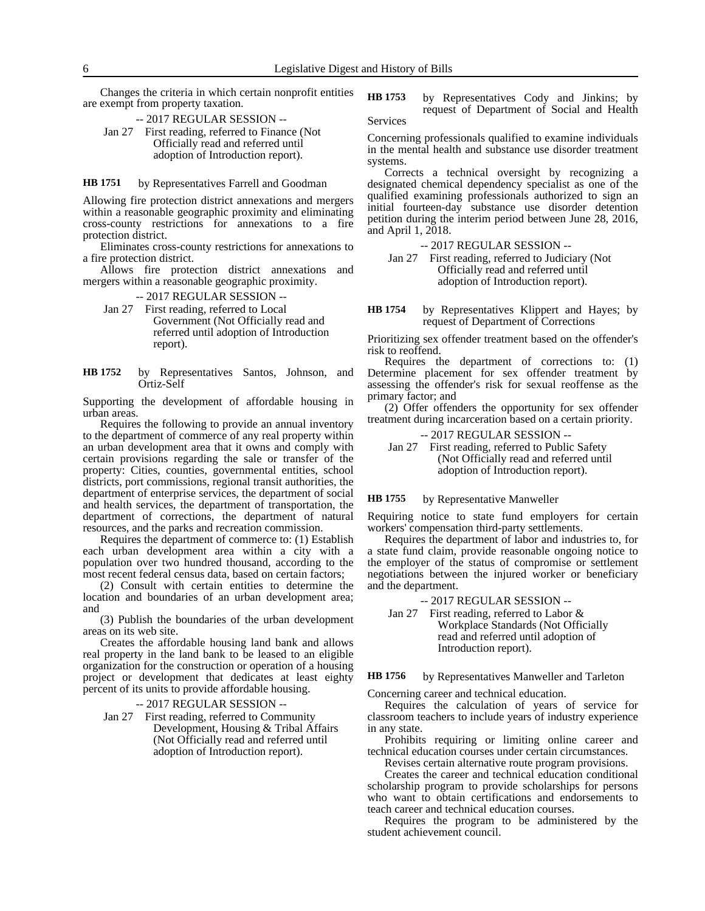Changes the criteria in which certain nonprofit entities are exempt from property taxation.

-- 2017 REGULAR SESSION --

Jan 27 First reading, referred to Finance (Not Officially read and referred until adoption of Introduction report).

**HB 1751** by Representatives Farrell and Goodman

Allowing fire protection district annexations and mergers within a reasonable geographic proximity and eliminating cross-county restrictions for annexations to a fire protection district.

Eliminates cross-county restrictions for annexations to a fire protection district.

Allows fire protection district annexations and mergers within a reasonable geographic proximity.

-- 2017 REGULAR SESSION --

Jan 27 First reading, referred to Local Government (Not Officially read and referred until adoption of Introduction report).

**HB 1752** by Representatives Santos, Johnson, and Ortiz-Self

Supporting the development of affordable housing in urban areas.

Requires the following to provide an annual inventory to the department of commerce of any real property within an urban development area that it owns and comply with certain provisions regarding the sale or transfer of the property: Cities, counties, governmental entities, school districts, port commissions, regional transit authorities, the department of enterprise services, the department of social and health services, the department of transportation, the department of corrections, the department of natural resources, and the parks and recreation commission.

Requires the department of commerce to: (1) Establish each urban development area within a city with a population over two hundred thousand, according to the most recent federal census data, based on certain factors;

(2) Consult with certain entities to determine the location and boundaries of an urban development area; and

(3) Publish the boundaries of the urban development areas on its web site.

Creates the affordable housing land bank and allows real property in the land bank to be leased to an eligible organization for the construction or operation of a housing project or development that dedicates at least eighty percent of its units to provide affordable housing.

-- 2017 REGULAR SESSION --

Jan 27 First reading, referred to Community Development, Housing & Tribal Affairs (Not Officially read and referred until adoption of Introduction report).

**HB 1753** by Representatives Cody and Jinkins; by request of Department of Social and Health Services

Concerning professionals qualified to examine individuals in the mental health and substance use disorder treatment systems.

Corrects a technical oversight by recognizing a designated chemical dependency specialist as one of the qualified examining professionals authorized to sign an initial fourteen-day substance use disorder detention petition during the interim period between June 28, 2016, and April 1, 2018.

-- 2017 REGULAR SESSION --

Jan 27 First reading, referred to Judiciary (Not Officially read and referred until adoption of Introduction report).

**HB 1754** by Representatives Klippert and Hayes; by request of Department of Corrections

Prioritizing sex offender treatment based on the offender's risk to reoffend.

Requires the department of corrections to: (1) Determine placement for sex offender treatment by assessing the offender's risk for sexual reoffense as the primary factor; and

(2) Offer offenders the opportunity for sex offender treatment during incarceration based on a certain priority.

-- 2017 REGULAR SESSION --

Jan 27 First reading, referred to Public Safety (Not Officially read and referred until adoption of Introduction report).

**HB 1755** by Representative Manweller

Requiring notice to state fund employers for certain workers' compensation third-party settlements.

Requires the department of labor and industries to, for a state fund claim, provide reasonable ongoing notice to the employer of the status of compromise or settlement negotiations between the injured worker or beneficiary and the department.

-- 2017 REGULAR SESSION --

Jan 27 First reading, referred to Labor & Workplace Standards (Not Officially read and referred until adoption of Introduction report).

**HB 1756** by Representatives Manweller and Tarleton

Concerning career and technical education.

Requires the calculation of years of service for classroom teachers to include years of industry experience in any state.

Prohibits requiring or limiting online career and technical education courses under certain circumstances.

Revises certain alternative route program provisions.

Creates the career and technical education conditional scholarship program to provide scholarships for persons who want to obtain certifications and endorsements to teach career and technical education courses.

Requires the program to be administered by the student achievement council.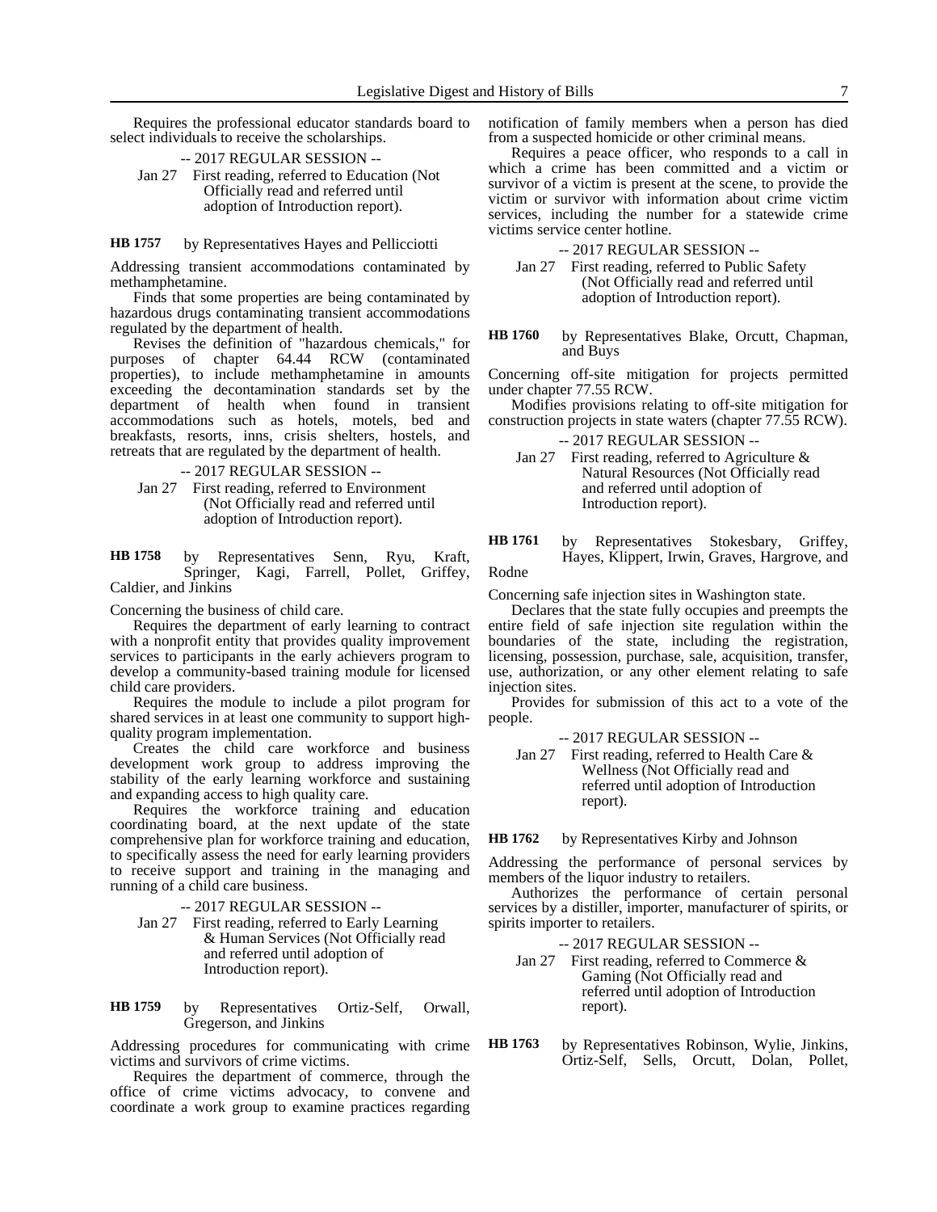Requires the professional educator standards board to select individuals to receive the scholarships.

-- 2017 REGULAR SESSION --

Jan 27 First reading, referred to Education (Not Officially read and referred until adoption of Introduction report).

**HB 1757** by Representatives Hayes and Pellicciotti

Addressing transient accommodations contaminated by methamphetamine.

Finds that some properties are being contaminated by hazardous drugs contaminating transient accommodations regulated by the department of health.

Revises the definition of "hazardous chemicals," for purposes of chapter 64.44 RCW (contaminated properties), to include methamphetamine in amounts exceeding the decontamination standards set by the department of health when found in transient accommodations such as hotels, motels, bed and breakfasts, resorts, inns, crisis shelters, hostels, and retreats that are regulated by the department of health.

-- 2017 REGULAR SESSION --

Jan 27 First reading, referred to Environment (Not Officially read and referred until adoption of Introduction report).

**HB 1758** by Representatives Senn, Ryu, Kraft, Springer, Kagi, Farrell, Pollet, Griffey, Caldier, and Jinkins

Concerning the business of child care.

Requires the department of early learning to contract with a nonprofit entity that provides quality improvement services to participants in the early achievers program to develop a community-based training module for licensed child care providers.

Requires the module to include a pilot program for shared services in at least one community to support high-quality program implementation.

Creates the child care workforce and business development work group to address improving the stability of the early learning workforce and sustaining and expanding access to high quality care.

Requires the workforce training and education coordinating board, at the next update of the state comprehensive plan for workforce training and education, to specifically assess the need for early learning providers to receive support and training in the managing and running of a child care business.

-- 2017 REGULAR SESSION --

Jan 27 First reading, referred to Early Learning & Human Services (Not Officially read and referred until adoption of Introduction report).

**HB 1759** by Representatives Ortiz-Self, Orwall, Gregerson, and Jinkins

Addressing procedures for communicating with crime victims and survivors of crime victims.

Requires the department of commerce, through the office of crime victims advocacy, to convene and coordinate a work group to examine practices regarding notification of family members when a person has died from a suspected homicide or other criminal means.

Requires a peace officer, who responds to a call in which a crime has been committed and a victim or survivor of a victim is present at the scene, to provide the victim or survivor with information about crime victim services, including the number for a statewide crime victims service center hotline.

-- 2017 REGULAR SESSION --

Jan 27 First reading, referred to Public Safety (Not Officially read and referred until adoption of Introduction report).

**HB 1760** by Representatives Blake, Orcutt, Chapman, and Buys

Concerning off-site mitigation for projects permitted under chapter 77.55 RCW.

Modifies provisions relating to off-site mitigation for construction projects in state waters (chapter 77.55 RCW).

-- 2017 REGULAR SESSION --

Jan 27 First reading, referred to Agriculture & Natural Resources (Not Officially read and referred until adoption of Introduction report).

**HB 1761** by Representatives Stokesbary, Griffey, Hayes, Klippert, Irwin, Graves, Hargrove, and Rodne

Concerning safe injection sites in Washington state.

Declares that the state fully occupies and preempts the entire field of safe injection site regulation within the boundaries of the state, including the registration, licensing, possession, purchase, sale, acquisition, transfer, use, authorization, or any other element relating to safe injection sites.

Provides for submission of this act to a vote of the people.

-- 2017 REGULAR SESSION --

Jan 27 First reading, referred to Health Care & Wellness (Not Officially read and referred until adoption of Introduction report).

**HB 1762** by Representatives Kirby and Johnson

Addressing the performance of personal services by members of the liquor industry to retailers.

Authorizes the performance of certain personal services by a distiller, importer, manufacturer of spirits, or spirits importer to retailers.

-- 2017 REGULAR SESSION --

Jan 27 First reading, referred to Commerce & Gaming (Not Officially read and referred until adoption of Introduction report).

**HB 1763** by Representatives Robinson, Wylie, Jinkins, Ortiz-Self, Sells, Orcutt, Dolan, Pollet,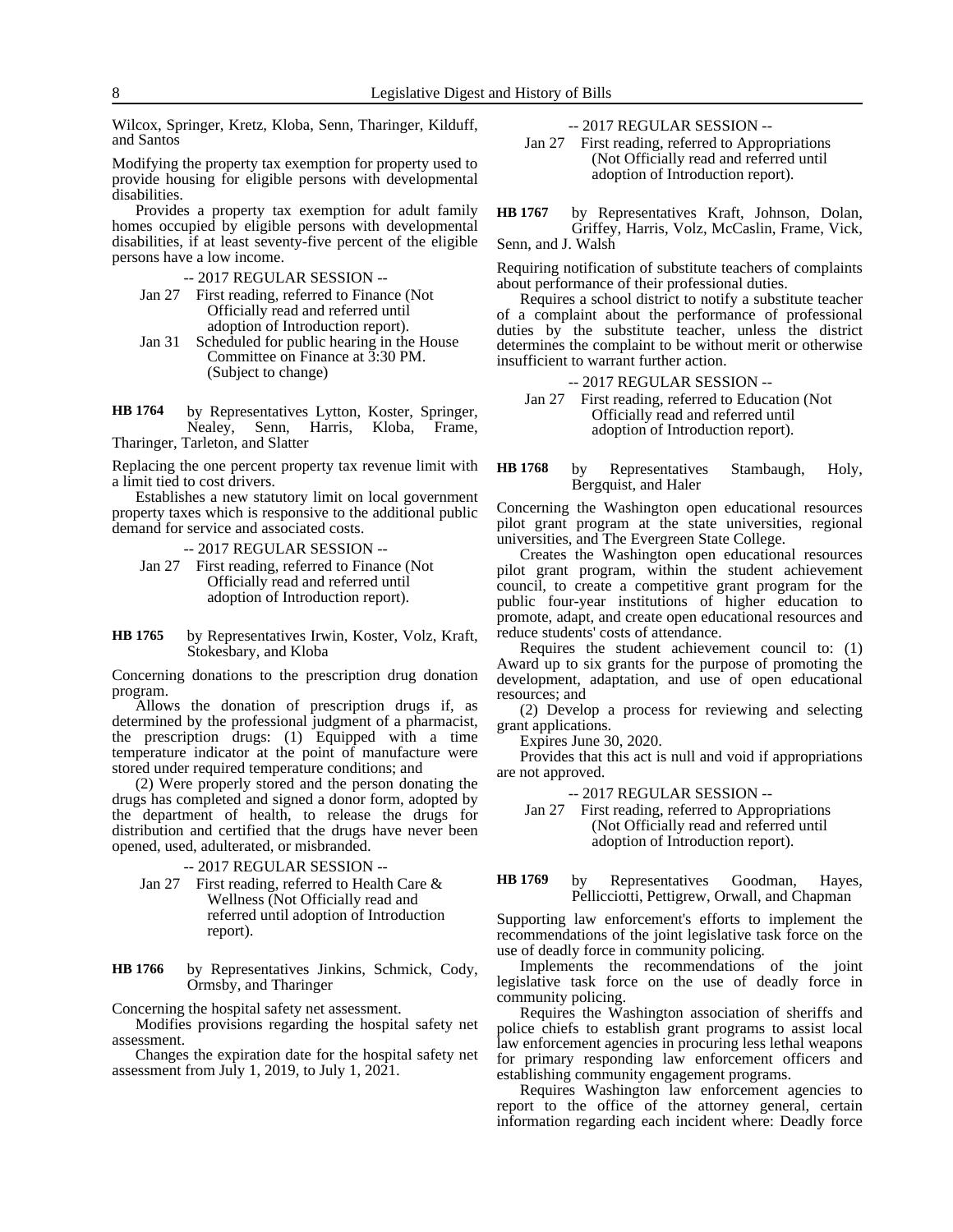Wilcox, Springer, Kretz, Kloba, Senn, Tharinger, Kilduff, and Santos

Modifying the property tax exemption for property used to provide housing for eligible persons with developmental disabilities.

Provides a property tax exemption for adult family homes occupied by eligible persons with developmental disabilities, if at least seventy-five percent of the eligible persons have a low income.

-- 2017 REGULAR SESSION --

Jan 27 First reading, referred to Finance (Not Officially read and referred until adoption of Introduction report).

Jan 31 Scheduled for public hearing in the House Committee on Finance at 3:30 PM. (Subject to change)

**HB 1764** by Representatives Lytton, Koster, Springer, Nealey, Senn, Harris, Kloba, Frame, Tharinger, Tarleton, and Slatter

Replacing the one percent property tax revenue limit with a limit tied to cost drivers.

Establishes a new statutory limit on local government property taxes which is responsive to the additional public demand for service and associated costs.

-- 2017 REGULAR SESSION --

Jan 27 First reading, referred to Finance (Not Officially read and referred until adoption of Introduction report).

**HB 1765** by Representatives Irwin, Koster, Volz, Kraft, Stokesbary, and Kloba

Concerning donations to the prescription drug donation program.

Allows the donation of prescription drugs if, as determined by the professional judgment of a pharmacist, the prescription drugs: (1) Equipped with a time temperature indicator at the point of manufacture were stored under required temperature conditions; and

(2) Were properly stored and the person donating the drugs has completed and signed a donor form, adopted by the department of health, to release the drugs for distribution and certified that the drugs have never been opened, used, adulterated, or misbranded.

-- 2017 REGULAR SESSION --

Jan 27 First reading, referred to Health Care & Wellness (Not Officially read and referred until adoption of Introduction report).

**HB 1766** by Representatives Jinkins, Schmick, Cody, Ormsby, and Tharinger

Concerning the hospital safety net assessment.

Modifies provisions regarding the hospital safety net assessment.

Changes the expiration date for the hospital safety net assessment from July 1, 2019, to July 1, 2021.

-- 2017 REGULAR SESSION --

Jan 27 First reading, referred to Appropriations (Not Officially read and referred until adoption of Introduction report).

**HB 1767** by Representatives Kraft, Johnson, Dolan, Griffey, Harris, Volz, McCaslin, Frame, Vick, Senn, and J. Walsh

Requiring notification of substitute teachers of complaints about performance of their professional duties.

Requires a school district to notify a substitute teacher of a complaint about the performance of professional duties by the substitute teacher, unless the district determines the complaint to be without merit or otherwise insufficient to warrant further action.

-- 2017 REGULAR SESSION --

Jan 27 First reading, referred to Education (Not Officially read and referred until adoption of Introduction report).

**HB 1768** by Representatives Stambaugh, Holy, Bergquist, and Haler

Concerning the Washington open educational resources pilot grant program at the state universities, regional universities, and The Evergreen State College.

Creates the Washington open educational resources pilot grant program, within the student achievement council, to create a competitive grant program for the public four-year institutions of higher education to promote, adapt, and create open educational resources and reduce students' costs of attendance.

Requires the student achievement council to: (1) Award up to six grants for the purpose of promoting the development, adaptation, and use of open educational resources; and

(2) Develop a process for reviewing and selecting grant applications.

Expires June 30, 2020.

Provides that this act is null and void if appropriations are not approved.

-- 2017 REGULAR SESSION --

Jan 27 First reading, referred to Appropriations (Not Officially read and referred until adoption of Introduction report).

**HB 1769** by Representatives Goodman, Hayes, Pellicciotti, Pettigrew, Orwall, and Chapman

Supporting law enforcement's efforts to implement the recommendations of the joint legislative task force on the use of deadly force in community policing.

Implements the recommendations of the joint legislative task force on the use of deadly force in community policing.

Requires the Washington association of sheriffs and police chiefs to establish grant programs to assist local law enforcement agencies in procuring less lethal weapons for primary responding law enforcement officers and establishing community engagement programs.

Requires Washington law enforcement agencies to report to the office of the attorney general, certain information regarding each incident where: Deadly force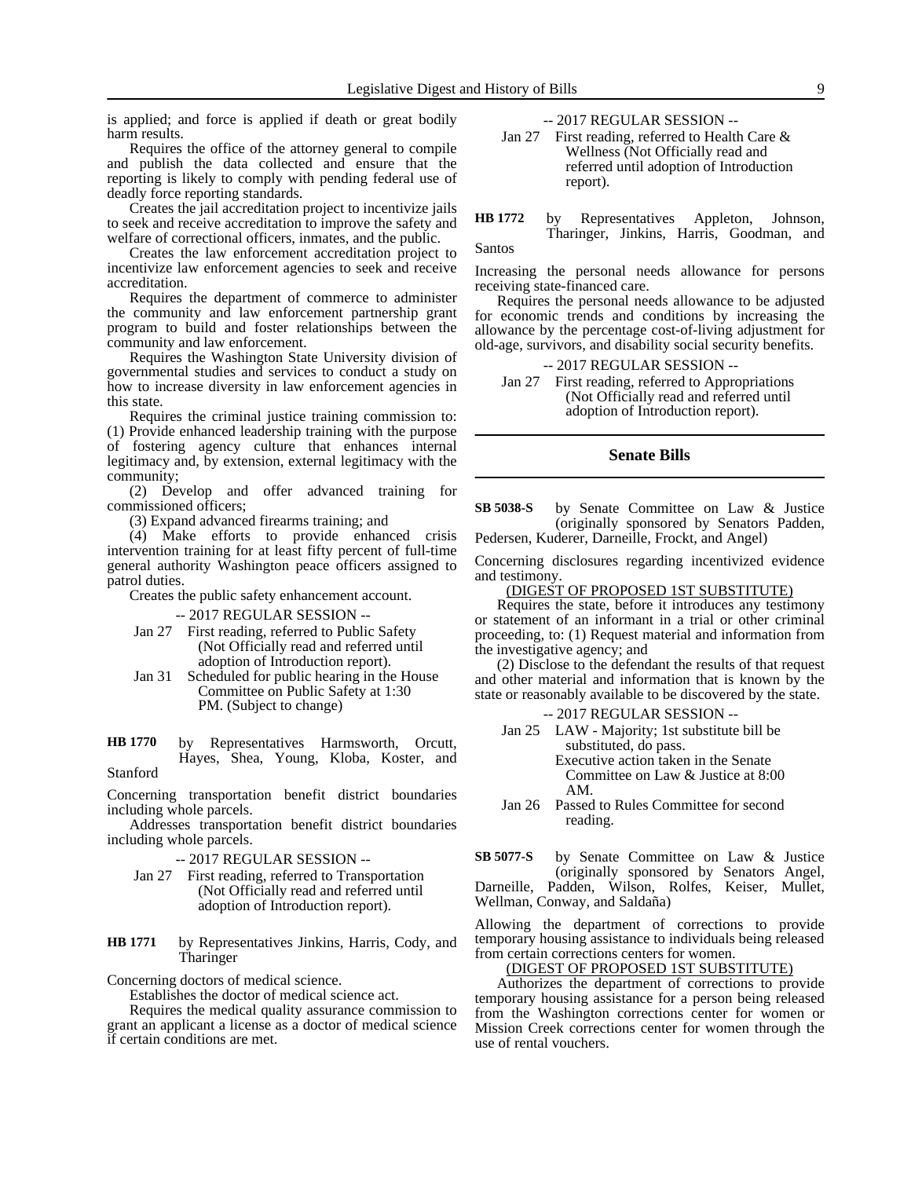is applied; and force is applied if death or great bodily harm results.

Requires the office of the attorney general to compile and publish the data collected and ensure that the reporting is likely to comply with pending federal use of deadly force reporting standards.

Creates the jail accreditation project to incentivize jails to seek and receive accreditation to improve the safety and welfare of correctional officers, inmates, and the public.

Creates the law enforcement accreditation project to incentivize law enforcement agencies to seek and receive accreditation.

Requires the department of commerce to administer the community and law enforcement partnership grant program to build and foster relationships between the community and law enforcement.

Requires the Washington State University division of governmental studies and services to conduct a study on how to increase diversity in law enforcement agencies in this state.

Requires the criminal justice training commission to: (1) Provide enhanced leadership training with the purpose of fostering agency culture that enhances internal legitimacy and, by extension, external legitimacy with the community;

(2) Develop and offer advanced training for commissioned officers;

(3) Expand advanced firearms training; and

(4) Make efforts to provide enhanced crisis intervention training for at least fifty percent of full-time general authority Washington peace officers assigned to patrol duties.

Creates the public safety enhancement account.

-- 2017 REGULAR SESSION --

Jan 27 First reading, referred to Public Safety (Not Officially read and referred until adoption of Introduction report).

Jan 31 Scheduled for public hearing in the House Committee on Public Safety at 1:30 PM. (Subject to change)

**HB 1770** by Representatives Harmsworth, Orcutt, Hayes, Shea, Young, Kloba, Koster, and Stanford

Concerning transportation benefit district boundaries including whole parcels.

Addresses transportation benefit district boundaries including whole parcels.

-- 2017 REGULAR SESSION --

Jan 27 First reading, referred to Transportation (Not Officially read and referred until adoption of Introduction report).

**HB 1771** by Representatives Jinkins, Harris, Cody, and Tharinger

Concerning doctors of medical science.

Establishes the doctor of medical science act.

Requires the medical quality assurance commission to grant an applicant a license as a doctor of medical science if certain conditions are met.

-- 2017 REGULAR SESSION --

Jan 27 First reading, referred to Health Care & Wellness (Not Officially read and referred until adoption of Introduction report).

**HB 1772** by Representatives Appleton, Johnson, Tharinger, Jinkins, Harris, Goodman, and Santos

Increasing the personal needs allowance for persons receiving state-financed care.

Requires the personal needs allowance to be adjusted for economic trends and conditions by increasing the allowance by the percentage cost-of-living adjustment for old-age, survivors, and disability social security benefits.

-- 2017 REGULAR SESSION --

Jan 27 First reading, referred to Appropriations (Not Officially read and referred until adoption of Introduction report).

## Senate Bills

**SB 5038-S** by Senate Committee on Law & Justice (originally sponsored by Senators Padden, Pedersen, Kuderer, Darneille, Frockt, and Angel)

Concerning disclosures regarding incentivized evidence and testimony.

(DIGEST OF PROPOSED 1ST SUBSTITUTE)

Requires the state, before it introduces any testimony or statement of an informant in a trial or other criminal proceeding, to: (1) Request material and information from the investigative agency; and

(2) Disclose to the defendant the results of that request and other material and information that is known by the state or reasonably available to be discovered by the state.

-- 2017 REGULAR SESSION --

Jan 25 LAW - Majority; 1st substitute bill be substituted, do pass.
Executive action taken in the Senate Committee on Law & Justice at 8:00 AM.

Jan 26 Passed to Rules Committee for second reading.

**SB 5077-S** by Senate Committee on Law & Justice (originally sponsored by Senators Angel, Darneille, Padden, Wilson, Rolfes, Keiser, Mullet, Wellman, Conway, and Saldaña)

Allowing the department of corrections to provide temporary housing assistance to individuals being released from certain corrections centers for women.

(DIGEST OF PROPOSED 1ST SUBSTITUTE)

Authorizes the department of corrections to provide temporary housing assistance for a person being released from the Washington corrections center for women or Mission Creek corrections center for women through the use of rental vouchers.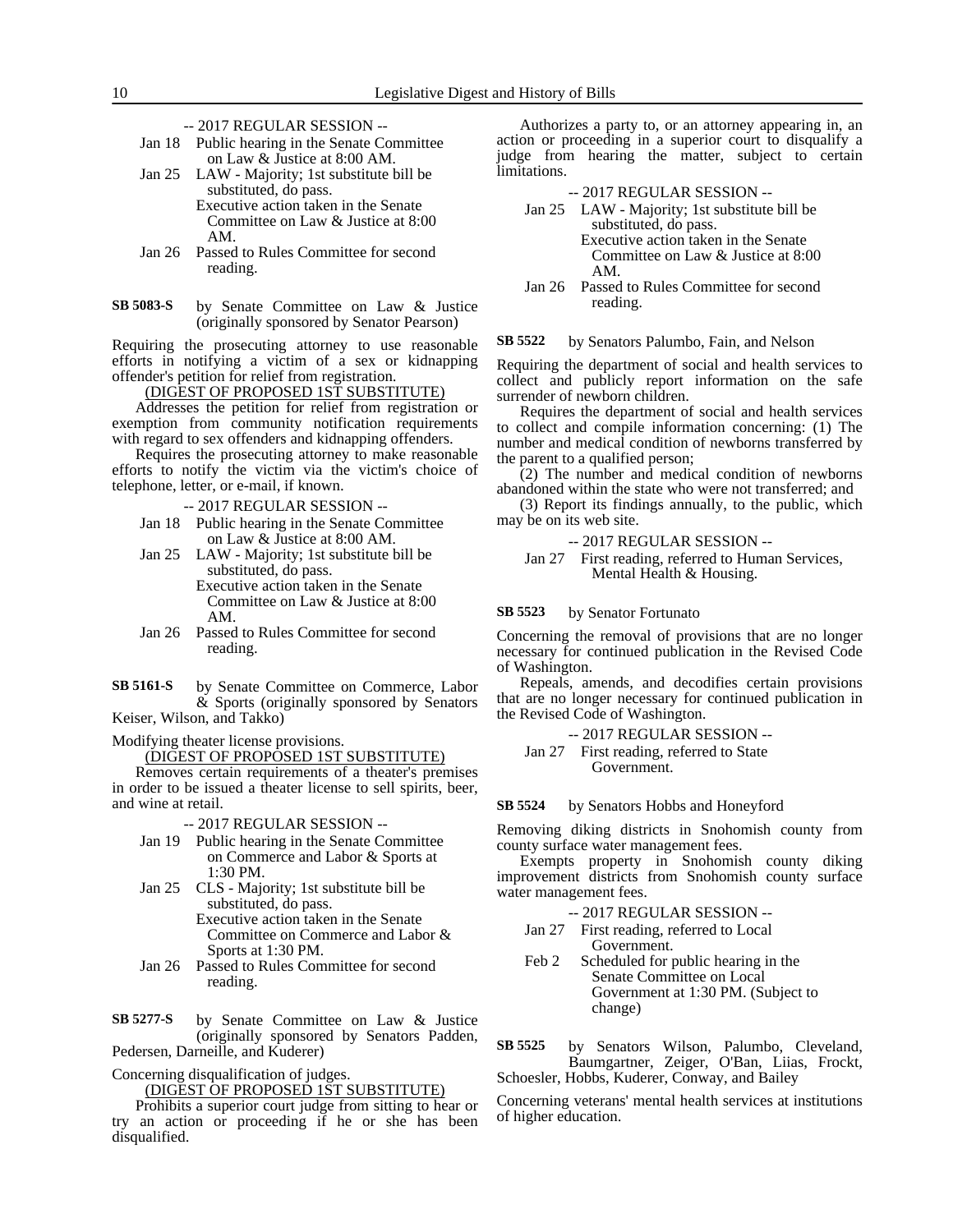-- 2017 REGULAR SESSION --

Jan 18 Public hearing in the Senate Committee on Law & Justice at 8:00 AM.

Jan 25 LAW - Majority; 1st substitute bill be substituted, do pass.
Executive action taken in the Senate Committee on Law & Justice at 8:00 AM.

Jan 26 Passed to Rules Committee for second reading.

**SB 5083-S** by Senate Committee on Law & Justice (originally sponsored by Senator Pearson)

Requiring the prosecuting attorney to use reasonable efforts in notifying a victim of a sex or kidnapping offender's petition for relief from registration.

(DIGEST OF PROPOSED 1ST SUBSTITUTE)

Addresses the petition for relief from registration or exemption from community notification requirements with regard to sex offenders and kidnapping offenders.

Requires the prosecuting attorney to make reasonable efforts to notify the victim via the victim's choice of telephone, letter, or e-mail, if known.

-- 2017 REGULAR SESSION --

Jan 18 Public hearing in the Senate Committee on Law & Justice at 8:00 AM.

Jan 25 LAW - Majority; 1st substitute bill be substituted, do pass.
Executive action taken in the Senate Committee on Law & Justice at 8:00 AM.

Jan 26 Passed to Rules Committee for second reading.

**SB 5161-S** by Senate Committee on Commerce, Labor & Sports (originally sponsored by Senators Keiser, Wilson, and Takko)

Modifying theater license provisions.

(DIGEST OF PROPOSED 1ST SUBSTITUTE)

Removes certain requirements of a theater's premises in order to be issued a theater license to sell spirits, beer, and wine at retail.

-- 2017 REGULAR SESSION --

Jan 19 Public hearing in the Senate Committee on Commerce and Labor & Sports at 1:30 PM.

Jan 25 CLS - Majority; 1st substitute bill be substituted, do pass.
Executive action taken in the Senate Committee on Commerce and Labor & Sports at 1:30 PM.

Jan 26 Passed to Rules Committee for second reading.

**SB 5277-S** by Senate Committee on Law & Justice (originally sponsored by Senators Padden, Pedersen, Darneille, and Kuderer)

Concerning disqualification of judges.

(DIGEST OF PROPOSED 1ST SUBSTITUTE)

Prohibits a superior court judge from sitting to hear or try an action or proceeding if he or she has been disqualified.

Authorizes a party to, or an attorney appearing in, an action or proceeding in a superior court to disqualify a judge from hearing the matter, subject to certain limitations.

-- 2017 REGULAR SESSION --

Jan 25 LAW - Majority; 1st substitute bill be substituted, do pass.
Executive action taken in the Senate Committee on Law & Justice at 8:00 AM.

Jan 26 Passed to Rules Committee for second reading.

**SB 5522** by Senators Palumbo, Fain, and Nelson

Requiring the department of social and health services to collect and publicly report information on the safe surrender of newborn children.

Requires the department of social and health services to collect and compile information concerning: (1) The number and medical condition of newborns transferred by the parent to a qualified person;

(2) The number and medical condition of newborns abandoned within the state who were not transferred; and

(3) Report its findings annually, to the public, which may be on its web site.

-- 2017 REGULAR SESSION --

Jan 27 First reading, referred to Human Services, Mental Health & Housing.

**SB 5523** by Senator Fortunato

Concerning the removal of provisions that are no longer necessary for continued publication in the Revised Code of Washington.

Repeals, amends, and decodifies certain provisions that are no longer necessary for continued publication in the Revised Code of Washington.

-- 2017 REGULAR SESSION --

Jan 27 First reading, referred to State Government.

**SB 5524** by Senators Hobbs and Honeyford

Removing diking districts in Snohomish county from county surface water management fees.

Exempts property in Snohomish county diking improvement districts from Snohomish county surface water management fees.

-- 2017 REGULAR SESSION --

Jan 27 First reading, referred to Local Government.

Feb 2 Scheduled for public hearing in the Senate Committee on Local Government at 1:30 PM. (Subject to change)

**SB 5525** by Senators Wilson, Palumbo, Cleveland, Baumgartner, Zeiger, O'Ban, Liias, Frockt, Schoesler, Hobbs, Kuderer, Conway, and Bailey

Concerning veterans' mental health services at institutions of higher education.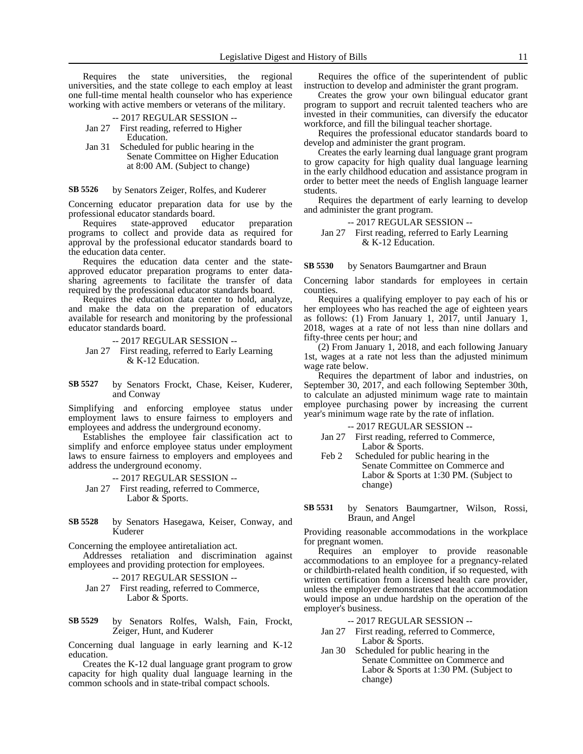Requires the state universities, the regional universities, and the state college to each employ at least one full-time mental health counselor who has experience working with active members or veterans of the military.

-- 2017 REGULAR SESSION --

Jan 27 First reading, referred to Higher Education.

Jan 31 Scheduled for public hearing in the Senate Committee on Higher Education at 8:00 AM. (Subject to change)

**SB 5526** by Senators Zeiger, Rolfes, and Kuderer

Concerning educator preparation data for use by the professional educator standards board.

Requires state-approved educator preparation programs to collect and provide data as required for approval by the professional educator standards board to the education data center.

Requires the education data center and the state-approved educator preparation programs to enter data-sharing agreements to facilitate the transfer of data required by the professional educator standards board.

Requires the education data center to hold, analyze, and make the data on the preparation of educators available for research and monitoring by the professional educator standards board.

-- 2017 REGULAR SESSION --

Jan 27 First reading, referred to Early Learning & K-12 Education.

**SB 5527** by Senators Frockt, Chase, Keiser, Kuderer, and Conway

Simplifying and enforcing employee status under employment laws to ensure fairness to employers and employees and address the underground economy.

Establishes the employee fair classification act to simplify and enforce employee status under employment laws to ensure fairness to employers and employees and address the underground economy.

-- 2017 REGULAR SESSION --

Jan 27 First reading, referred to Commerce, Labor & Sports.

**SB 5528** by Senators Hasegawa, Keiser, Conway, and Kuderer

Concerning the employee antiretaliation act.

Addresses retaliation and discrimination against employees and providing protection for employees.

-- 2017 REGULAR SESSION --

Jan 27 First reading, referred to Commerce, Labor & Sports.

**SB 5529** by Senators Rolfes, Walsh, Fain, Frockt, Zeiger, Hunt, and Kuderer

Concerning dual language in early learning and K-12 education.

Creates the K-12 dual language grant program to grow capacity for high quality dual language learning in the common schools and in state-tribal compact schools.

Requires the office of the superintendent of public instruction to develop and administer the grant program.

Creates the grow your own bilingual educator grant program to support and recruit talented teachers who are invested in their communities, can diversify the educator workforce, and fill the bilingual teacher shortage.

Requires the professional educator standards board to develop and administer the grant program.

Creates the early learning dual language grant program to grow capacity for high quality dual language learning in the early childhood education and assistance program in order to better meet the needs of English language learner students.

Requires the department of early learning to develop and administer the grant program.

-- 2017 REGULAR SESSION --

Jan 27 First reading, referred to Early Learning & K-12 Education.

**SB 5530** by Senators Baumgartner and Braun

Concerning labor standards for employees in certain counties.

Requires a qualifying employer to pay each of his or her employees who has reached the age of eighteen years as follows: (1) From January 1, 2017, until January 1, 2018, wages at a rate of not less than nine dollars and fifty-three cents per hour; and

(2) From January 1, 2018, and each following January 1st, wages at a rate not less than the adjusted minimum wage rate below.

Requires the department of labor and industries, on September 30, 2017, and each following September 30th, to calculate an adjusted minimum wage rate to maintain employee purchasing power by increasing the current year's minimum wage rate by the rate of inflation.

-- 2017 REGULAR SESSION --

Jan 27 First reading, referred to Commerce, Labor & Sports.

Feb 2 Scheduled for public hearing in the Senate Committee on Commerce and Labor & Sports at 1:30 PM. (Subject to change)

**SB 5531** by Senators Baumgartner, Wilson, Rossi, Braun, and Angel

Providing reasonable accommodations in the workplace for pregnant women.

Requires an employer to provide reasonable accommodations to an employee for a pregnancy-related or childbirth-related health condition, if so requested, with written certification from a licensed health care provider, unless the employer demonstrates that the accommodation would impose an undue hardship on the operation of the employer's business.

-- 2017 REGULAR SESSION --

Jan 27 First reading, referred to Commerce, Labor & Sports.

Jan 30 Scheduled for public hearing in the Senate Committee on Commerce and Labor & Sports at 1:30 PM. (Subject to change)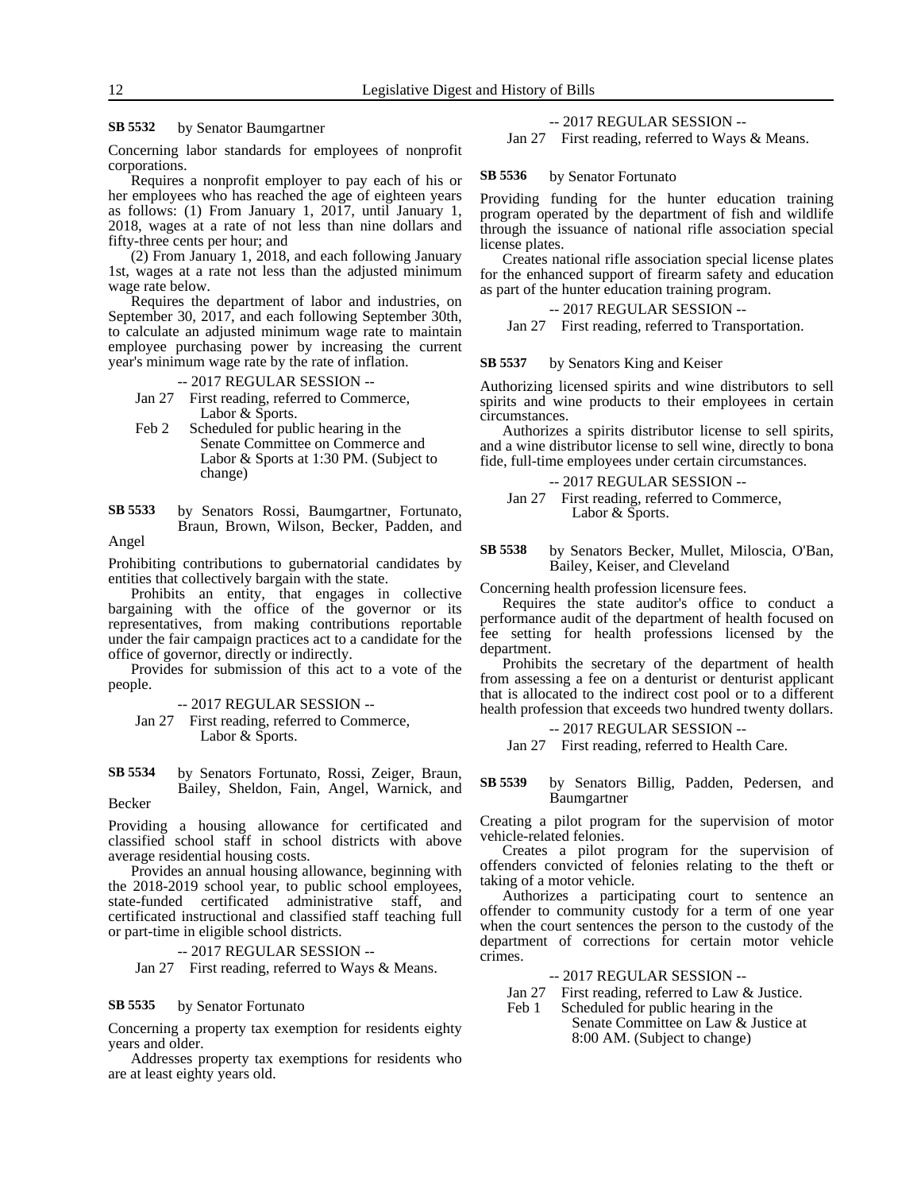**SB 5532** by Senator Baumgartner

Concerning labor standards for employees of nonprofit corporations.

Requires a nonprofit employer to pay each of his or her employees who has reached the age of eighteen years as follows: (1) From January 1, 2017, until January 1, 2018, wages at a rate of not less than nine dollars and fifty-three cents per hour; and

(2) From January 1, 2018, and each following January 1st, wages at a rate not less than the adjusted minimum wage rate below.

Requires the department of labor and industries, on September 30, 2017, and each following September 30th, to calculate an adjusted minimum wage rate to maintain employee purchasing power by increasing the current year's minimum wage rate by the rate of inflation.

-- 2017 REGULAR SESSION --

Jan 27 First reading, referred to Commerce, Labor & Sports.

Feb 2 Scheduled for public hearing in the Senate Committee on Commerce and Labor & Sports at 1:30 PM. (Subject to change)

**SB 5533** by Senators Rossi, Baumgartner, Fortunato, Braun, Brown, Wilson, Becker, Padden, and Angel

Prohibiting contributions to gubernatorial candidates by entities that collectively bargain with the state.

Prohibits an entity, that engages in collective bargaining with the office of the governor or its representatives, from making contributions reportable under the fair campaign practices act to a candidate for the office of governor, directly or indirectly.

Provides for submission of this act to a vote of the people.

-- 2017 REGULAR SESSION --

Jan 27 First reading, referred to Commerce, Labor & Sports.

**SB 5534** by Senators Fortunato, Rossi, Zeiger, Braun, Bailey, Sheldon, Fain, Angel, Warnick, and Becker

Providing a housing allowance for certificated and classified school staff in school districts with above average residential housing costs.

Provides an annual housing allowance, beginning with the 2018-2019 school year, to public school employees, state-funded certificated administrative staff, and certificated instructional and classified staff teaching full or part-time in eligible school districts.

-- 2017 REGULAR SESSION --

Jan 27 First reading, referred to Ways & Means.

**SB 5535** by Senator Fortunato

Concerning a property tax exemption for residents eighty years and older.

Addresses property tax exemptions for residents who are at least eighty years old.

-- 2017 REGULAR SESSION --

Jan 27 First reading, referred to Ways & Means.

**SB 5536** by Senator Fortunato

Providing funding for the hunter education training program operated by the department of fish and wildlife through the issuance of national rifle association special license plates.

Creates national rifle association special license plates for the enhanced support of firearm safety and education as part of the hunter education training program.

-- 2017 REGULAR SESSION --

Jan 27 First reading, referred to Transportation.

**SB 5537** by Senators King and Keiser

Authorizing licensed spirits and wine distributors to sell spirits and wine products to their employees in certain circumstances.

Authorizes a spirits distributor license to sell spirits, and a wine distributor license to sell wine, directly to bona fide, full-time employees under certain circumstances.

-- 2017 REGULAR SESSION --

Jan 27 First reading, referred to Commerce, Labor & Sports.

**SB 5538** by Senators Becker, Mullet, Miloscia, O'Ban, Bailey, Keiser, and Cleveland

Concerning health profession licensure fees.

Requires the state auditor's office to conduct a performance audit of the department of health focused on fee setting for health professions licensed by the department.

Prohibits the secretary of the department of health from assessing a fee on a denturist or denturist applicant that is allocated to the indirect cost pool or to a different health profession that exceeds two hundred twenty dollars.

-- 2017 REGULAR SESSION --

Jan 27 First reading, referred to Health Care.

**SB 5539** by Senators Billig, Padden, Pedersen, and Baumgartner

Creating a pilot program for the supervision of motor vehicle-related felonies.

Creates a pilot program for the supervision of offenders convicted of felonies relating to the theft or taking of a motor vehicle.

Authorizes a participating court to sentence an offender to community custody for a term of one year when the court sentences the person to the custody of the department of corrections for certain motor vehicle crimes.

-- 2017 REGULAR SESSION --

Jan 27 First reading, referred to Law & Justice.

Feb 1 Scheduled for public hearing in the Senate Committee on Law & Justice at 8:00 AM. (Subject to change)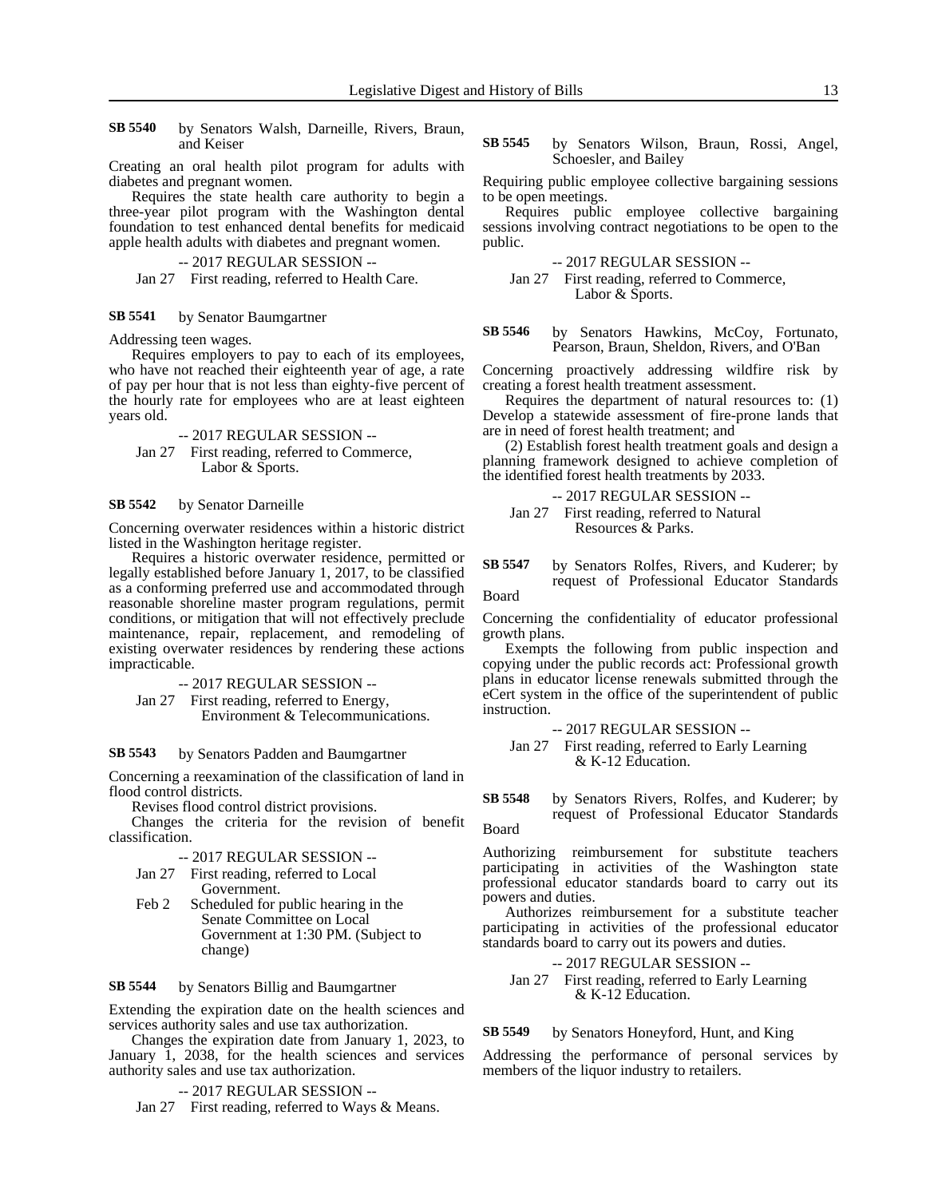**SB 5540** by Senators Walsh, Darneille, Rivers, Braun, and Keiser

Creating an oral health pilot program for adults with diabetes and pregnant women.

Requires the state health care authority to begin a three-year pilot program with the Washington dental foundation to test enhanced dental benefits for medicaid apple health adults with diabetes and pregnant women.

-- 2017 REGULAR SESSION --

Jan 27 First reading, referred to Health Care.

**SB 5541** by Senator Baumgartner

Addressing teen wages.

Requires employers to pay to each of its employees, who have not reached their eighteenth year of age, a rate of pay per hour that is not less than eighty-five percent of the hourly rate for employees who are at least eighteen years old.

-- 2017 REGULAR SESSION --

Jan 27 First reading, referred to Commerce, Labor & Sports.

**SB 5542** by Senator Darneille

Concerning overwater residences within a historic district listed in the Washington heritage register.

Requires a historic overwater residence, permitted or legally established before January 1, 2017, to be classified as a conforming preferred use and accommodated through reasonable shoreline master program regulations, permit conditions, or mitigation that will not effectively preclude maintenance, repair, replacement, and remodeling of existing overwater residences by rendering these actions impracticable.

-- 2017 REGULAR SESSION --

Jan 27 First reading, referred to Energy, Environment & Telecommunications.

**SB 5543** by Senators Padden and Baumgartner

Concerning a reexamination of the classification of land in flood control districts.

Revises flood control district provisions.

Changes the criteria for the revision of benefit classification.

-- 2017 REGULAR SESSION --

Jan 27 First reading, referred to Local Government.

Feb 2 Scheduled for public hearing in the Senate Committee on Local Government at 1:30 PM. (Subject to change)

**SB 5544** by Senators Billig and Baumgartner

Extending the expiration date on the health sciences and services authority sales and use tax authorization.

Changes the expiration date from January 1, 2023, to January 1, 2038, for the health sciences and services authority sales and use tax authorization.

-- 2017 REGULAR SESSION --

Jan 27 First reading, referred to Ways & Means.

**SB 5545** by Senators Wilson, Braun, Rossi, Angel, Schoesler, and Bailey

Requiring public employee collective bargaining sessions to be open meetings.

Requires public employee collective bargaining sessions involving contract negotiations to be open to the public.

-- 2017 REGULAR SESSION --

Jan 27 First reading, referred to Commerce, Labor & Sports.

**SB 5546** by Senators Hawkins, McCoy, Fortunato, Pearson, Braun, Sheldon, Rivers, and O'Ban

Concerning proactively addressing wildfire risk by creating a forest health treatment assessment.

Requires the department of natural resources to: (1) Develop a statewide assessment of fire-prone lands that are in need of forest health treatment; and

(2) Establish forest health treatment goals and design a planning framework designed to achieve completion of the identified forest health treatments by 2033.

-- 2017 REGULAR SESSION --

Jan 27 First reading, referred to Natural Resources & Parks.

**SB 5547** by Senators Rolfes, Rivers, and Kuderer; by request of Professional Educator Standards Board

Concerning the confidentiality of educator professional growth plans.

Exempts the following from public inspection and copying under the public records act: Professional growth plans in educator license renewals submitted through the eCert system in the office of the superintendent of public instruction.

-- 2017 REGULAR SESSION --

Jan 27 First reading, referred to Early Learning & K-12 Education.

**SB 5548** by Senators Rivers, Rolfes, and Kuderer; by request of Professional Educator Standards Board

Authorizing reimbursement for substitute teachers participating in activities of the Washington state professional educator standards board to carry out its powers and duties.

Authorizes reimbursement for a substitute teacher participating in activities of the professional educator standards board to carry out its powers and duties.

-- 2017 REGULAR SESSION --

Jan 27 First reading, referred to Early Learning & K-12 Education.

**SB 5549** by Senators Honeyford, Hunt, and King

Addressing the performance of personal services by members of the liquor industry to retailers.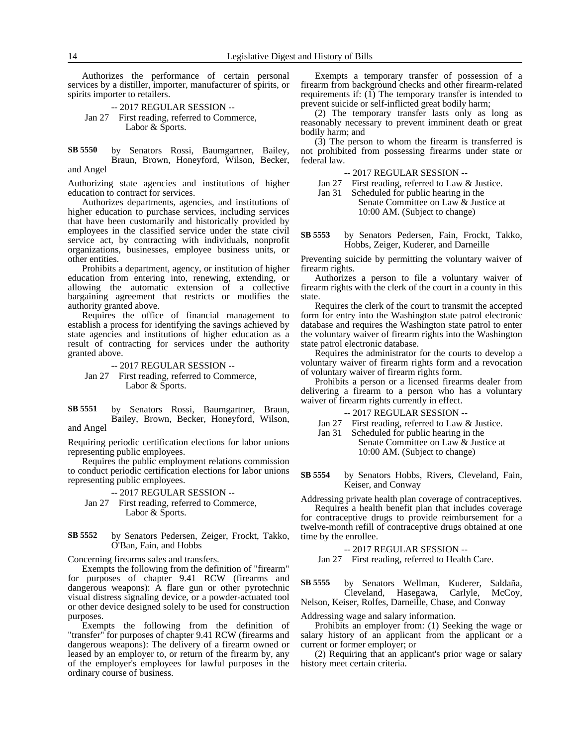Authorizes the performance of certain personal services by a distiller, importer, manufacturer of spirits, or spirits importer to retailers.

-- 2017 REGULAR SESSION --

Jan 27 First reading, referred to Commerce, Labor & Sports.

**SB 5550** by Senators Rossi, Baumgartner, Bailey, Braun, Brown, Honeyford, Wilson, Becker, and Angel

Authorizing state agencies and institutions of higher education to contract for services.

Authorizes departments, agencies, and institutions of higher education to purchase services, including services that have been customarily and historically provided by employees in the classified service under the state civil service act, by contracting with individuals, nonprofit organizations, businesses, employee business units, or other entities.

Prohibits a department, agency, or institution of higher education from entering into, renewing, extending, or allowing the automatic extension of a collective bargaining agreement that restricts or modifies the authority granted above.

Requires the office of financial management to establish a process for identifying the savings achieved by state agencies and institutions of higher education as a result of contracting for services under the authority granted above.

-- 2017 REGULAR SESSION --

Jan 27 First reading, referred to Commerce, Labor & Sports.

**SB 5551** by Senators Rossi, Baumgartner, Braun, Bailey, Brown, Becker, Honeyford, Wilson, and Angel

Requiring periodic certification elections for labor unions representing public employees.

Requires the public employment relations commission to conduct periodic certification elections for labor unions representing public employees.

-- 2017 REGULAR SESSION --

Jan 27 First reading, referred to Commerce, Labor & Sports.

**SB 5552** by Senators Pedersen, Zeiger, Frockt, Takko, O'Ban, Fain, and Hobbs

Concerning firearms sales and transfers.

Exempts the following from the definition of "firearm" for purposes of chapter 9.41 RCW (firearms and dangerous weapons): A flare gun or other pyrotechnic visual distress signaling device, or a powder-actuated tool or other device designed solely to be used for construction purposes.

Exempts the following from the definition of "transfer" for purposes of chapter 9.41 RCW (firearms and dangerous weapons): The delivery of a firearm owned or leased by an employer to, or return of the firearm by, any of the employer's employees for lawful purposes in the ordinary course of business.

Exempts a temporary transfer of possession of a firearm from background checks and other firearm-related requirements if: (1) The temporary transfer is intended to prevent suicide or self-inflicted great bodily harm;

(2) The temporary transfer lasts only as long as reasonably necessary to prevent imminent death or great bodily harm; and

(3) The person to whom the firearm is transferred is not prohibited from possessing firearms under state or federal law.

-- 2017 REGULAR SESSION --

Jan 27 First reading, referred to Law & Justice.

Jan 31 Scheduled for public hearing in the Senate Committee on Law & Justice at 10:00 AM. (Subject to change)

**SB 5553** by Senators Pedersen, Fain, Frockt, Takko, Hobbs, Zeiger, Kuderer, and Darneille

Preventing suicide by permitting the voluntary waiver of firearm rights.

Authorizes a person to file a voluntary waiver of firearm rights with the clerk of the court in a county in this state.

Requires the clerk of the court to transmit the accepted form for entry into the Washington state patrol electronic database and requires the Washington state patrol to enter the voluntary waiver of firearm rights into the Washington state patrol electronic database.

Requires the administrator for the courts to develop a voluntary waiver of firearm rights form and a revocation of voluntary waiver of firearm rights form.

Prohibits a person or a licensed firearms dealer from delivering a firearm to a person who has a voluntary waiver of firearm rights currently in effect.

-- 2017 REGULAR SESSION --

Jan 27 First reading, referred to Law & Justice.

Jan 31 Scheduled for public hearing in the Senate Committee on Law & Justice at 10:00 AM. (Subject to change)

**SB 5554** by Senators Hobbs, Rivers, Cleveland, Fain, Keiser, and Conway

Addressing private health plan coverage of contraceptives.

Requires a health benefit plan that includes coverage for contraceptive drugs to provide reimbursement for a twelve-month refill of contraceptive drugs obtained at one time by the enrollee.

-- 2017 REGULAR SESSION --

Jan 27 First reading, referred to Health Care.

**SB 5555** by Senators Wellman, Kuderer, Saldaña, Cleveland, Hasegawa, Carlyle, McCoy, Nelson, Keiser, Rolfes, Darneille, Chase, and Conway

Addressing wage and salary information.

Prohibits an employer from: (1) Seeking the wage or salary history of an applicant from the applicant or a current or former employer; or

(2) Requiring that an applicant's prior wage or salary history meet certain criteria.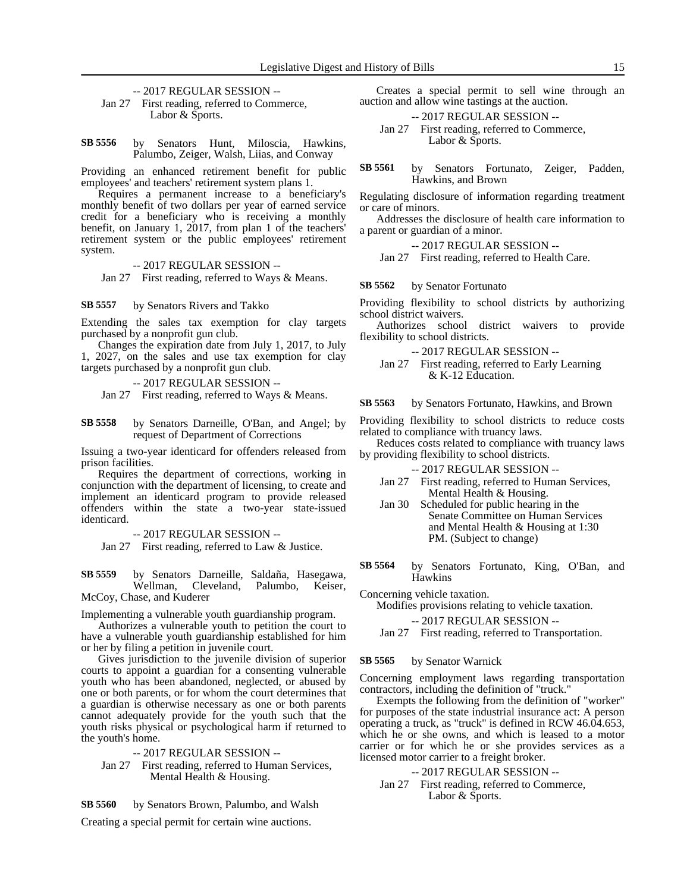-- 2017 REGULAR SESSION --

Jan 27 First reading, referred to Commerce, Labor & Sports.

**SB 5556** by Senators Hunt, Miloscia, Hawkins, Palumbo, Zeiger, Walsh, Liias, and Conway

Providing an enhanced retirement benefit for public employees' and teachers' retirement system plans 1.

Requires a permanent increase to a beneficiary's monthly benefit of two dollars per year of earned service credit for a beneficiary who is receiving a monthly benefit, on January 1, 2017, from plan 1 of the teachers' retirement system or the public employees' retirement system.

-- 2017 REGULAR SESSION --

Jan 27 First reading, referred to Ways & Means.

**SB 5557** by Senators Rivers and Takko

Extending the sales tax exemption for clay targets purchased by a nonprofit gun club.

Changes the expiration date from July 1, 2017, to July 1, 2027, on the sales and use tax exemption for clay targets purchased by a nonprofit gun club.

-- 2017 REGULAR SESSION --

Jan 27 First reading, referred to Ways & Means.

**SB 5558** by Senators Darneille, O'Ban, and Angel; by request of Department of Corrections

Issuing a two-year identicard for offenders released from prison facilities.

Requires the department of corrections, working in conjunction with the department of licensing, to create and implement an identicard program to provide released offenders within the state a two-year state-issued identicard.

-- 2017 REGULAR SESSION --

Jan 27 First reading, referred to Law & Justice.

**SB 5559** by Senators Darneille, Saldaña, Hasegawa, Wellman, Cleveland, Palumbo, Keiser, McCoy, Chase, and Kuderer

Implementing a vulnerable youth guardianship program.

Authorizes a vulnerable youth to petition the court to have a vulnerable youth guardianship established for him or her by filing a petition in juvenile court.

Gives jurisdiction to the juvenile division of superior courts to appoint a guardian for a consenting vulnerable youth who has been abandoned, neglected, or abused by one or both parents, or for whom the court determines that a guardian is otherwise necessary as one or both parents cannot adequately provide for the youth such that the youth risks physical or psychological harm if returned to the youth's home.

-- 2017 REGULAR SESSION --

Jan 27 First reading, referred to Human Services, Mental Health & Housing.

**SB 5560** by Senators Brown, Palumbo, and Walsh

Creating a special permit for certain wine auctions.

Creates a special permit to sell wine through an auction and allow wine tastings at the auction.

-- 2017 REGULAR SESSION --

Jan 27 First reading, referred to Commerce, Labor & Sports.

**SB 5561** by Senators Fortunato, Zeiger, Padden, Hawkins, and Brown

Regulating disclosure of information regarding treatment or care of minors.

Addresses the disclosure of health care information to a parent or guardian of a minor.

-- 2017 REGULAR SESSION --

Jan 27 First reading, referred to Health Care.

**SB 5562** by Senator Fortunato

Providing flexibility to school districts by authorizing school district waivers.

Authorizes school district waivers to provide flexibility to school districts.

-- 2017 REGULAR SESSION --

Jan 27 First reading, referred to Early Learning & K-12 Education.

**SB 5563** by Senators Fortunato, Hawkins, and Brown

Providing flexibility to school districts to reduce costs related to compliance with truancy laws.

Reduces costs related to compliance with truancy laws by providing flexibility to school districts.

-- 2017 REGULAR SESSION --

Jan 27 First reading, referred to Human Services, Mental Health & Housing.

Jan 30 Scheduled for public hearing in the Senate Committee on Human Services and Mental Health & Housing at 1:30 PM. (Subject to change)

**SB 5564** by Senators Fortunato, King, O'Ban, and Hawkins

Concerning vehicle taxation.

Modifies provisions relating to vehicle taxation.

-- 2017 REGULAR SESSION --

Jan 27 First reading, referred to Transportation.

**SB 5565** by Senator Warnick

Concerning employment laws regarding transportation contractors, including the definition of "truck."

Exempts the following from the definition of "worker" for purposes of the state industrial insurance act: A person operating a truck, as "truck" is defined in RCW 46.04.653, which he or she owns, and which is leased to a motor carrier or for which he or she provides services as a licensed motor carrier to a freight broker.

-- 2017 REGULAR SESSION --

Jan 27 First reading, referred to Commerce, Labor & Sports.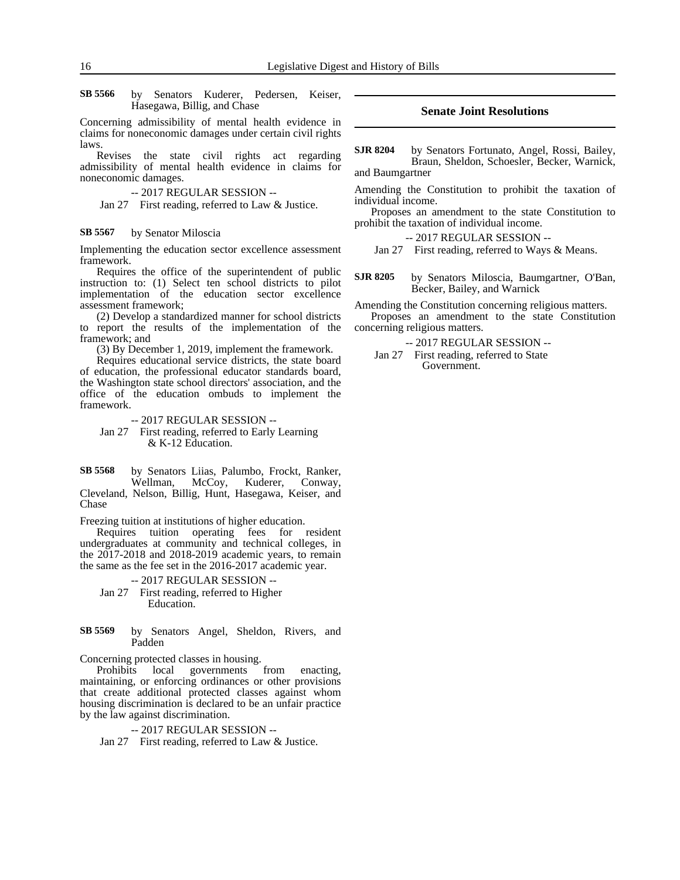**SB 5566** by Senators Kuderer, Pedersen, Keiser, Hasegawa, Billig, and Chase

Concerning admissibility of mental health evidence in claims for noneconomic damages under certain civil rights laws.

Revises the state civil rights act regarding admissibility of mental health evidence in claims for noneconomic damages.

-- 2017 REGULAR SESSION --

Jan 27 First reading, referred to Law & Justice.

**SB 5567** by Senator Miloscia

Implementing the education sector excellence assessment framework.

Requires the office of the superintendent of public instruction to: (1) Select ten school districts to pilot implementation of the education sector excellence assessment framework;

(2) Develop a standardized manner for school districts to report the results of the implementation of the framework; and

(3) By December 1, 2019, implement the framework.

Requires educational service districts, the state board of education, the professional educator standards board, the Washington state school directors' association, and the office of the education ombuds to implement the framework.

-- 2017 REGULAR SESSION --

Jan 27 First reading, referred to Early Learning & K-12 Education.

**SB 5568** by Senators Liias, Palumbo, Frockt, Ranker, Wellman, McCoy, Kuderer, Conway, Cleveland, Nelson, Billig, Hunt, Hasegawa, Keiser, and Chase

Freezing tuition at institutions of higher education.

Requires tuition operating fees for resident undergraduates at community and technical colleges, in the 2017-2018 and 2018-2019 academic years, to remain the same as the fee set in the 2016-2017 academic year.

-- 2017 REGULAR SESSION --

Jan 27 First reading, referred to Higher Education.

**SB 5569** by Senators Angel, Sheldon, Rivers, and Padden

Concerning protected classes in housing.

Prohibits local governments from enacting, maintaining, or enforcing ordinances or other provisions that create additional protected classes against whom housing discrimination is declared to be an unfair practice by the law against discrimination.

-- 2017 REGULAR SESSION --

Jan 27 First reading, referred to Law & Justice.

## Senate Joint Resolutions

**SJR 8204** by Senators Fortunato, Angel, Rossi, Bailey, Braun, Sheldon, Schoesler, Becker, Warnick, and Baumgartner

Amending the Constitution to prohibit the taxation of individual income.

Proposes an amendment to the state Constitution to prohibit the taxation of individual income.

-- 2017 REGULAR SESSION --

Jan 27 First reading, referred to Ways & Means.

**SJR 8205** by Senators Miloscia, Baumgartner, O'Ban, Becker, Bailey, and Warnick

Amending the Constitution concerning religious matters.

Proposes an amendment to the state Constitution concerning religious matters.

-- 2017 REGULAR SESSION --

Jan 27 First reading, referred to State Government.